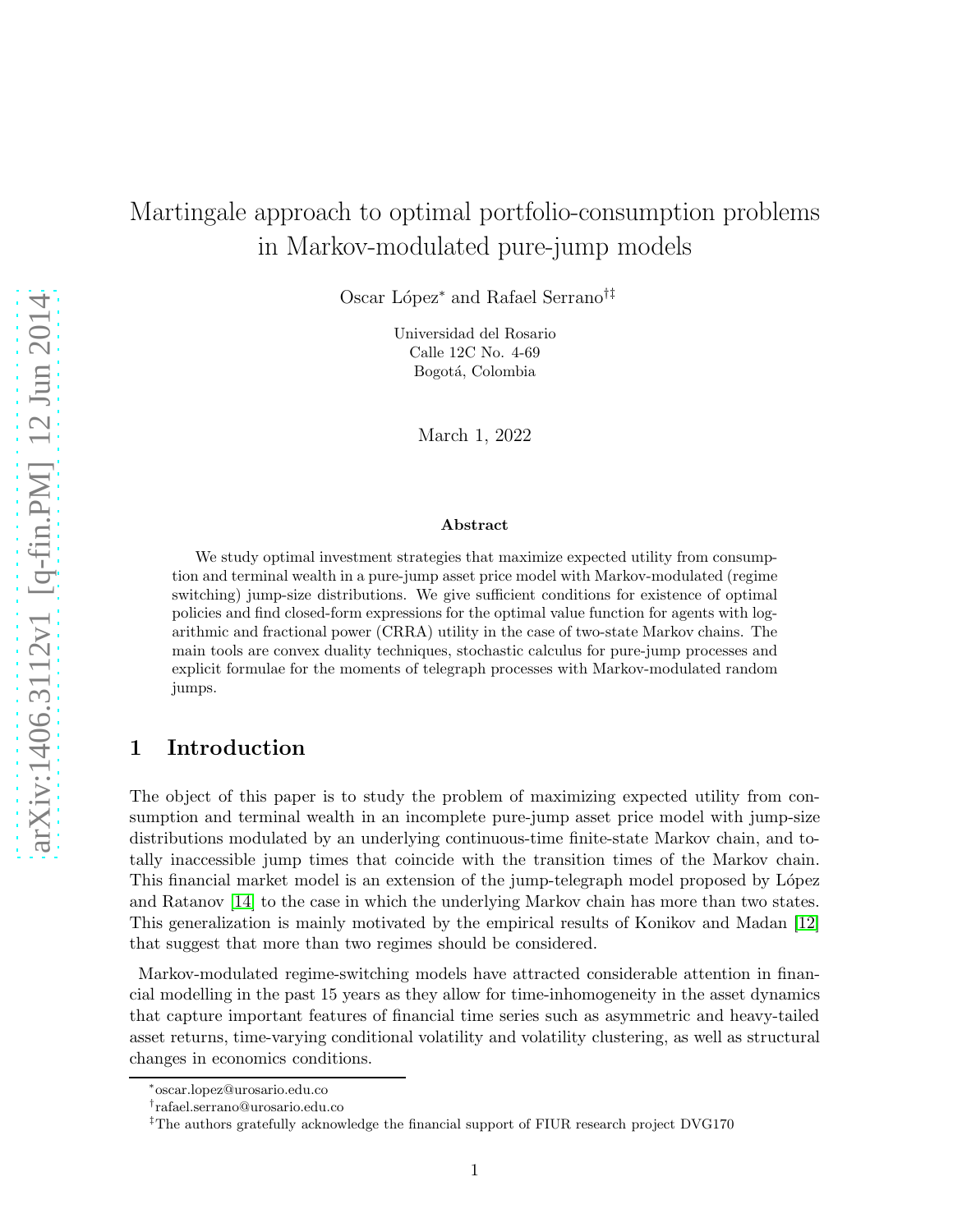# Martingale approach to optimal portfolio-consumption problems in Markov-modulated pure-jump models

Oscar López* and Rafael Serrano†‡

Universidad del Rosario
Calle 12C No. 4-69
Bogotá, Colombia

March 1, 2022

**Abstract**

We study optimal investment strategies that maximize expected utility from consumption and terminal wealth in a pure-jump asset price model with Markov-modulated (regime switching) jump-size distributions. We give sufficient conditions for existence of optimal policies and find closed-form expressions for the optimal value function for agents with logarithmic and fractional power (CRRA) utility in the case of two-state Markov chains. The main tools are convex duality techniques, stochastic calculus for pure-jump processes and explicit formulae for the moments of telegraph processes with Markov-modulated random jumps.

## 1 Introduction

The object of this paper is to study the problem of maximizing expected utility from consumption and terminal wealth in an incomplete pure-jump asset price model with jump-size distributions modulated by an underlying continuous-time finite-state Markov chain, and totally inaccessible jump times that coincide with the transition times of the Markov chain. This financial market model is an extension of the jump-telegraph model proposed by López and Ratanov [14] to the case in which the underlying Markov chain has more than two states. This generalization is mainly motivated by the empirical results of Konikov and Madan [12] that suggest that more than two regimes should be considered.

Markov-modulated regime-switching models have attracted considerable attention in financial modelling in the past 15 years as they allow for time-inhomogeneity in the asset dynamics that capture important features of financial time series such as asymmetric and heavy-tailed asset returns, time-varying conditional volatility and volatility clustering, as well as structural changes in economics conditions.

*oscar.lopez@urosario.edu.co

†rafael.serrano@urosario.edu.co

‡The authors gratefully acknowledge the financial support of FIUR research project DVG170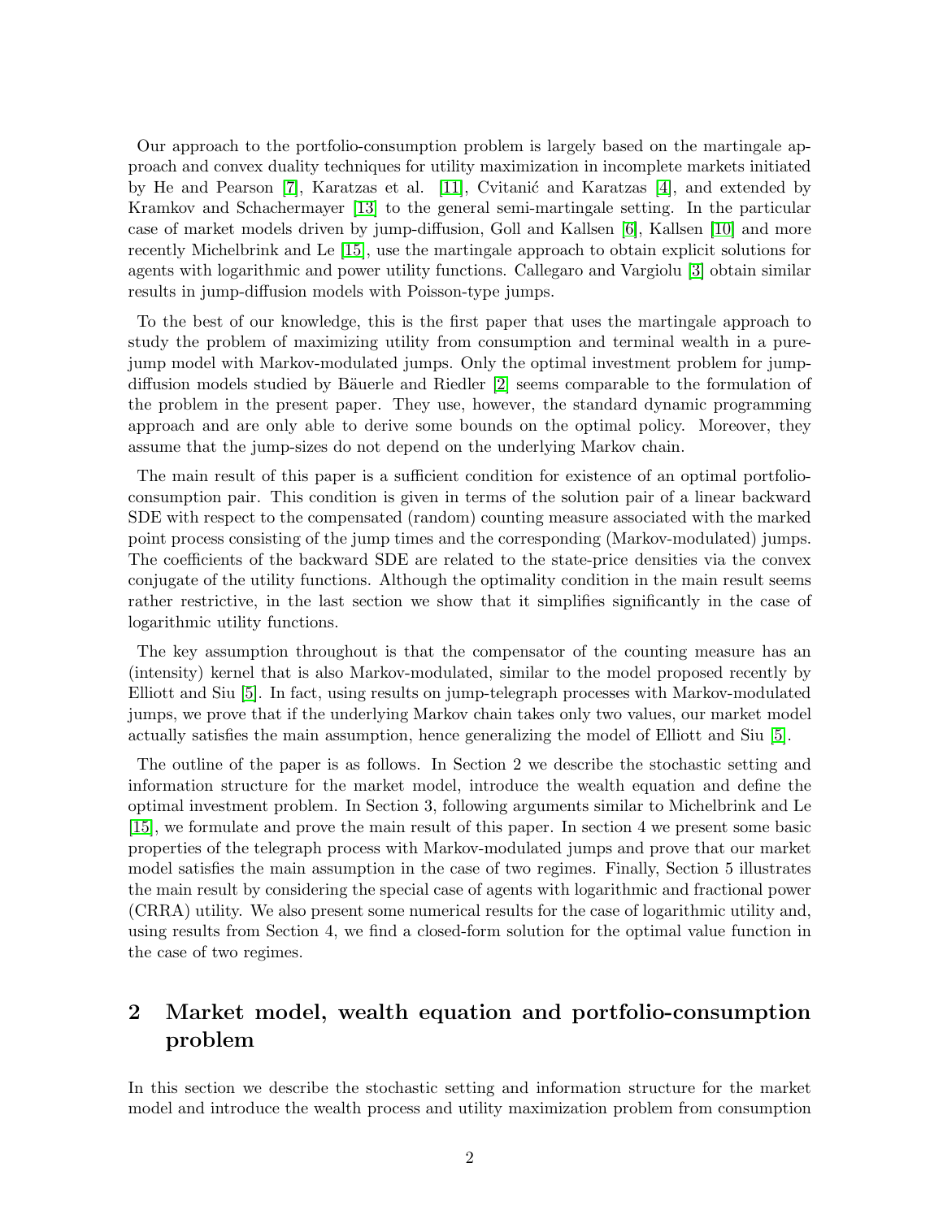Our approach to the portfolio-consumption problem is largely based on the martingale approach and convex duality techniques for utility maximization in incomplete markets initiated by He and Pearson [7], Karatzas et al. [11], Cvitanić and Karatzas [4], and extended by Kramkov and Schachermayer [13] to the general semi-martingale setting. In the particular case of market models driven by jump-diffusion, Goll and Kallsen [6], Kallsen [10] and more recently Michelbrink and Le [15], use the martingale approach to obtain explicit solutions for agents with logarithmic and power utility functions. Callegaro and Vargiolu [3] obtain similar results in jump-diffusion models with Poisson-type jumps.

To the best of our knowledge, this is the first paper that uses the martingale approach to study the problem of maximizing utility from consumption and terminal wealth in a pure-jump model with Markov-modulated jumps. Only the optimal investment problem for jump-diffusion models studied by Bäuerle and Riedler [2] seems comparable to the formulation of the problem in the present paper. They use, however, the standard dynamic programming approach and are only able to derive some bounds on the optimal policy. Moreover, they assume that the jump-sizes do not depend on the underlying Markov chain.

The main result of this paper is a sufficient condition for existence of an optimal portfolio-consumption pair. This condition is given in terms of the solution pair of a linear backward SDE with respect to the compensated (random) counting measure associated with the marked point process consisting of the jump times and the corresponding (Markov-modulated) jumps. The coefficients of the backward SDE are related to the state-price densities via the convex conjugate of the utility functions. Although the optimality condition in the main result seems rather restrictive, in the last section we show that it simplifies significantly in the case of logarithmic utility functions.

The key assumption throughout is that the compensator of the counting measure has an (intensity) kernel that is also Markov-modulated, similar to the model proposed recently by Elliott and Siu [5]. In fact, using results on jump-telegraph processes with Markov-modulated jumps, we prove that if the underlying Markov chain takes only two values, our market model actually satisfies the main assumption, hence generalizing the model of Elliott and Siu [5].

The outline of the paper is as follows. In Section 2 we describe the stochastic setting and information structure for the market model, introduce the wealth equation and define the optimal investment problem. In Section 3, following arguments similar to Michelbrink and Le [15], we formulate and prove the main result of this paper. In section 4 we present some basic properties of the telegraph process with Markov-modulated jumps and prove that our market model satisfies the main assumption in the case of two regimes. Finally, Section 5 illustrates the main result by considering the special case of agents with logarithmic and fractional power (CRRA) utility. We also present some numerical results for the case of logarithmic utility and, using results from Section 4, we find a closed-form solution for the optimal value function in the case of two regimes.

## 2 Market model, wealth equation and portfolio-consumption problem

In this section we describe the stochastic setting and information structure for the market model and introduce the wealth process and utility maximization problem from consumption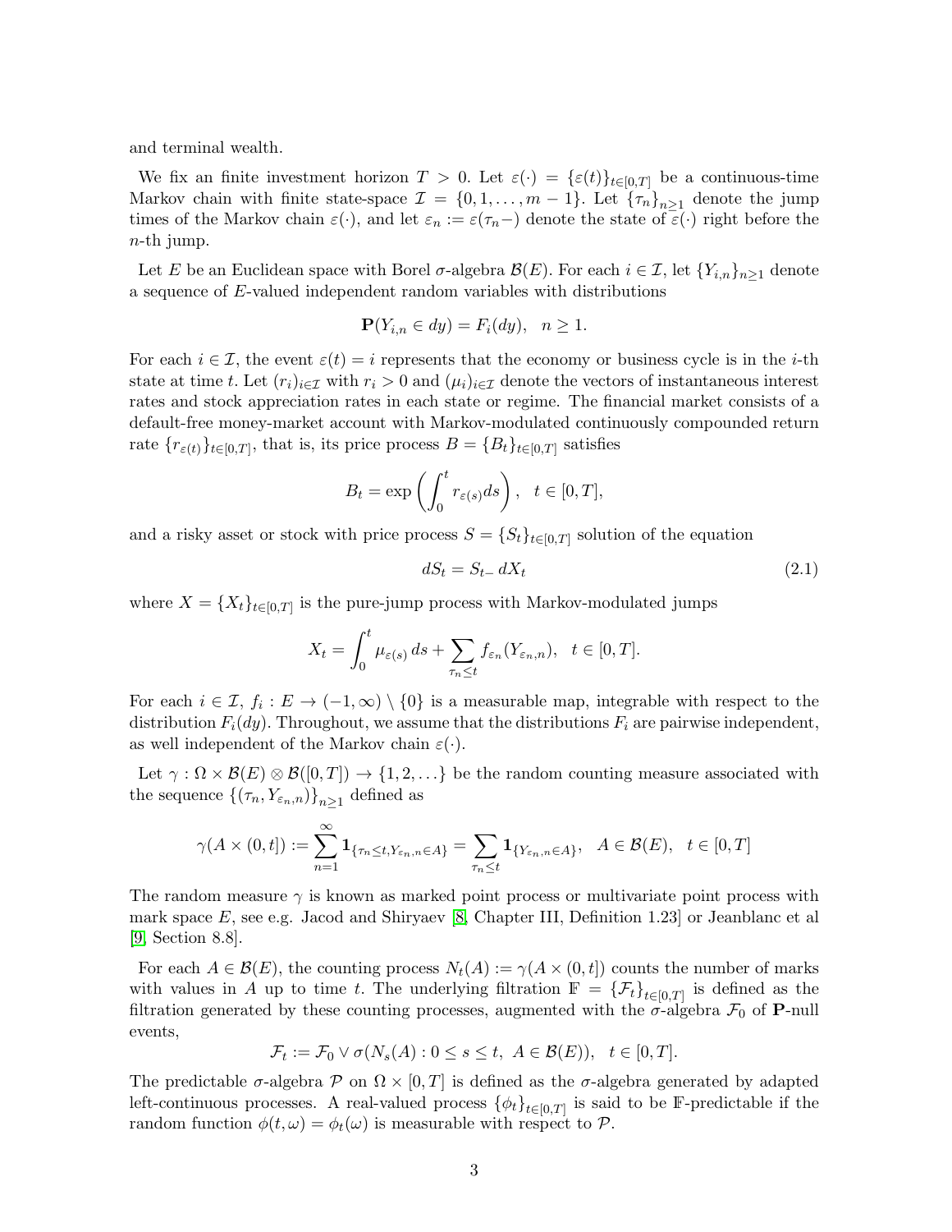and terminal wealth.

We fix an finite investment horizon $T > 0$. Let $\varepsilon(\cdot) = \{\varepsilon(t)\}_{t\in[0,T]}$ be a continuous-time Markov chain with finite state-space $\mathcal{I} = \{0, 1, \ldots, m-1\}$. Let $\{\tau_n\}_{n\geq 1}$ denote the jump times of the Markov chain $\varepsilon(\cdot)$, and let $\varepsilon_n := \varepsilon(\tau_n-)$ denote the state of $\varepsilon(\cdot)$ right before the $n$-th jump.

Let $E$ be an Euclidean space with Borel $\sigma$-algebra $\mathcal{B}(E)$. For each $i \in \mathcal{I}$, let $\{Y_{i,n}\}_{n\geq 1}$ denote a sequence of $E$-valued independent random variables with distributions

$$\mathbf{P}(Y_{i,n} \in dy) = F_i(dy), \quad n \geq 1.$$

For each $i \in \mathcal{I}$, the event $\varepsilon(t) = i$ represents that the economy or business cycle is in the $i$-th state at time $t$. Let $(r_i)_{i\in\mathcal{I}}$ with $r_i > 0$ and $(\mu_i)_{i\in\mathcal{I}}$ denote the vectors of instantaneous interest rates and stock appreciation rates in each state or regime. The financial market consists of a default-free money-market account with Markov-modulated continuously compounded return rate $\{r_{\varepsilon(t)}\}_{t\in[0,T]}$, that is, its price process $B = \{B_t\}_{t\in[0,T]}$ satisfies

$$B_t = \exp\left(\int_0^t r_{\varepsilon(s)} ds\right), \quad t \in [0, T],$$

and a risky asset or stock with price process $S = \{S_t\}_{t\in[0,T]}$ solution of the equation

$$dS_t = S_{t-}\, dX_t \tag{2.1}$$

where $X = \{X_t\}_{t\in[0,T]}$ is the pure-jump process with Markov-modulated jumps

$$X_t = \int_0^t \mu_{\varepsilon(s)}\, ds + \sum_{\tau_n \leq t} f_{\varepsilon_n}(Y_{\varepsilon_n,n}), \quad t \in [0, T].$$

For each $i \in \mathcal{I}$, $f_i : E \to (-1, \infty) \setminus \{0\}$ is a measurable map, integrable with respect to the distribution $F_i(dy)$. Throughout, we assume that the distributions $F_i$ are pairwise independent, as well independent of the Markov chain $\varepsilon(\cdot)$.

Let $\gamma : \Omega \times \mathcal{B}(E) \otimes \mathcal{B}([0, T]) \to \{1, 2, \ldots\}$ be the random counting measure associated with the sequence $\{(\tau_n, Y_{\varepsilon_n,n})\}_{n\geq 1}$ defined as

$$\gamma(A \times (0, t]) := \sum_{n=1}^{\infty} \mathbf{1}_{\{\tau_n \leq t, Y_{\varepsilon_n,n} \in A\}} = \sum_{\tau_n \leq t} \mathbf{1}_{\{Y_{\varepsilon_n,n} \in A\}}, \quad A \in \mathcal{B}(E), \quad t \in [0, T]$$

The random measure $\gamma$ is known as marked point process or multivariate point process with mark space $E$, see e.g. Jacod and Shiryaev [8, Chapter III, Definition 1.23] or Jeanblanc et al [9, Section 8.8].

For each $A \in \mathcal{B}(E)$, the counting process $N_t(A) := \gamma(A \times (0, t])$ counts the number of marks with values in $A$ up to time $t$. The underlying filtration $\mathbb{F} = \{\mathcal{F}_t\}_{t\in[0,T]}$ is defined as the filtration generated by these counting processes, augmented with the $\sigma$-algebra $\mathcal{F}_0$ of $\mathbf{P}$-null events,

$$\mathcal{F}_t := \mathcal{F}_0 \vee \sigma(N_s(A) : 0 \leq s \leq t, \ A \in \mathcal{B}(E)), \quad t \in [0, T].$$

The predictable $\sigma$-algebra $\mathcal{P}$ on $\Omega \times [0, T]$ is defined as the $\sigma$-algebra generated by adapted left-continuous processes. A real-valued process $\{\phi_t\}_{t\in[0,T]}$ is said to be $\mathbb{F}$-predictable if the random function $\phi(t, \omega) = \phi_t(\omega)$ is measurable with respect to $\mathcal{P}$.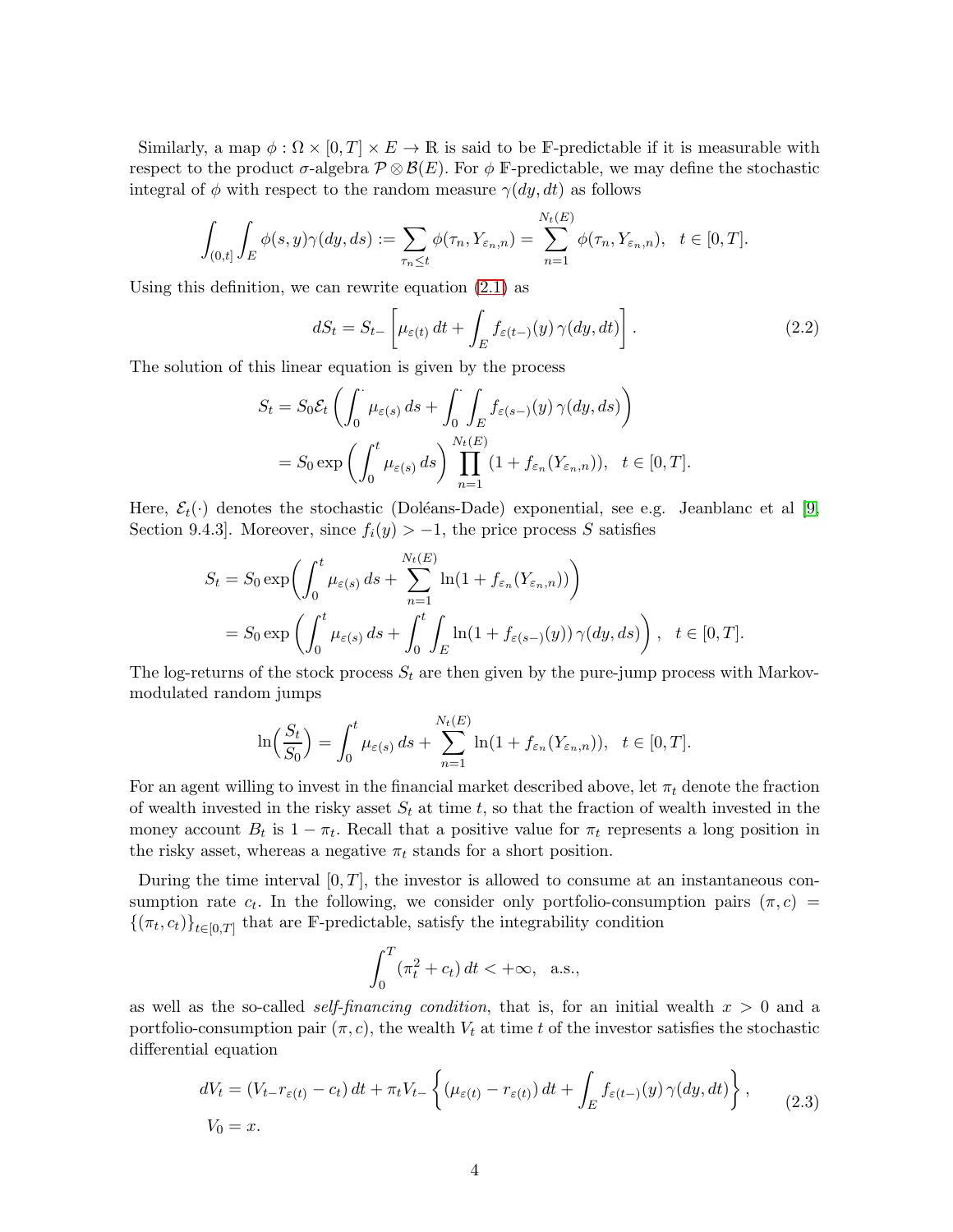Similarly, a map $\phi : \Omega \times [0,T] \times E \to \mathbb{R}$ is said to be $\mathbb{F}$-predictable if it is measurable with respect to the product $\sigma$-algebra $\mathcal{P} \otimes \mathcal{B}(E)$. For $\phi$ $\mathbb{F}$-predictable, we may define the stochastic integral of $\phi$ with respect to the random measure $\gamma(dy, dt)$ as follows

$$\int_{(0,t]} \int_E \phi(s,y) \gamma(dy, ds) := \sum_{\tau_n \le t} \phi(\tau_n, Y_{\varepsilon_n, n}) = \sum_{n=1}^{N_t(E)} \phi(\tau_n, Y_{\varepsilon_n, n}), \quad t \in [0,T].$$

Using this definition, we can rewrite equation (2.1) as

$$dS_t = S_{t-} \left[ \mu_{\varepsilon(t)} \, dt + \int_E f_{\varepsilon(t-)}(y) \, \gamma(dy, dt) \right]. \tag{2.2}$$

The solution of this linear equation is given by the process

$$\begin{aligned} S_t &= S_0 \mathcal{E}_t \left( \int_0^\cdot \mu_{\varepsilon(s)} \, ds + \int_0^\cdot \int_E f_{\varepsilon(s-)}(y) \, \gamma(dy, ds) \right) \\ &= S_0 \exp \left( \int_0^t \mu_{\varepsilon(s)} \, ds \right) \prod_{n=1}^{N_t(E)} (1 + f_{\varepsilon_n}(Y_{\varepsilon_n, n})), \quad t \in [0,T]. \end{aligned}$$

Here, $\mathcal{E}_t(\cdot)$ denotes the stochastic (Doléans-Dade) exponential, see e.g. Jeanblanc et al [9, Section 9.4.3]. Moreover, since $f_i(y) > -1$, the price process $S$ satisfies

$$\begin{aligned} S_t &= S_0 \exp \Bigg( \int_0^t \mu_{\varepsilon(s)} \, ds + \sum_{n=1}^{N_t(E)} \ln(1 + f_{\varepsilon_n}(Y_{\varepsilon_n, n})) \Bigg) \\ &= S_0 \exp \left( \int_0^t \mu_{\varepsilon(s)} \, ds + \int_0^t \int_E \ln(1 + f_{\varepsilon(s-)}(y)) \, \gamma(dy, ds) \right), \quad t \in [0,T]. \end{aligned}$$

The log-returns of the stock process $S_t$ are then given by the pure-jump process with Markov-modulated random jumps

$$\ln\Big(\frac{S_t}{S_0}\Big) = \int_0^t \mu_{\varepsilon(s)} \, ds + \sum_{n=1}^{N_t(E)} \ln(1 + f_{\varepsilon_n}(Y_{\varepsilon_n, n})), \quad t \in [0,T].$$

For an agent willing to invest in the financial market described above, let $\pi_t$ denote the fraction of wealth invested in the risky asset $S_t$ at time $t$, so that the fraction of wealth invested in the money account $B_t$ is $1 - \pi_t$. Recall that a positive value for $\pi_t$ represents a long position in the risky asset, whereas a negative $\pi_t$ stands for a short position.

During the time interval $[0,T]$, the investor is allowed to consume at an instantaneous consumption rate $c_t$. In the following, we consider only portfolio-consumption pairs $(\pi, c) = \{(\pi_t, c_t)\}_{t \in [0,T]}$ that are $\mathbb{F}$-predictable, satisfy the integrability condition

$$\int_0^T (\pi_t^2 + c_t) \, dt < +\infty, \quad \text{a.s.},$$

as well as the so-called *self-financing condition*, that is, for an initial wealth $x > 0$ and a portfolio-consumption pair $(\pi, c)$, the wealth $V_t$ at time $t$ of the investor satisfies the stochastic differential equation

$$\begin{aligned} dV_t &= (V_{t-} r_{\varepsilon(t)} - c_t) \, dt + \pi_t V_{t-} \left\{ (\mu_{\varepsilon(t)} - r_{\varepsilon(t)}) \, dt + \int_E f_{\varepsilon(t-)}(y) \, \gamma(dy, dt) \right\}, \\ V_0 &= x. \end{aligned} \tag{2.3}$$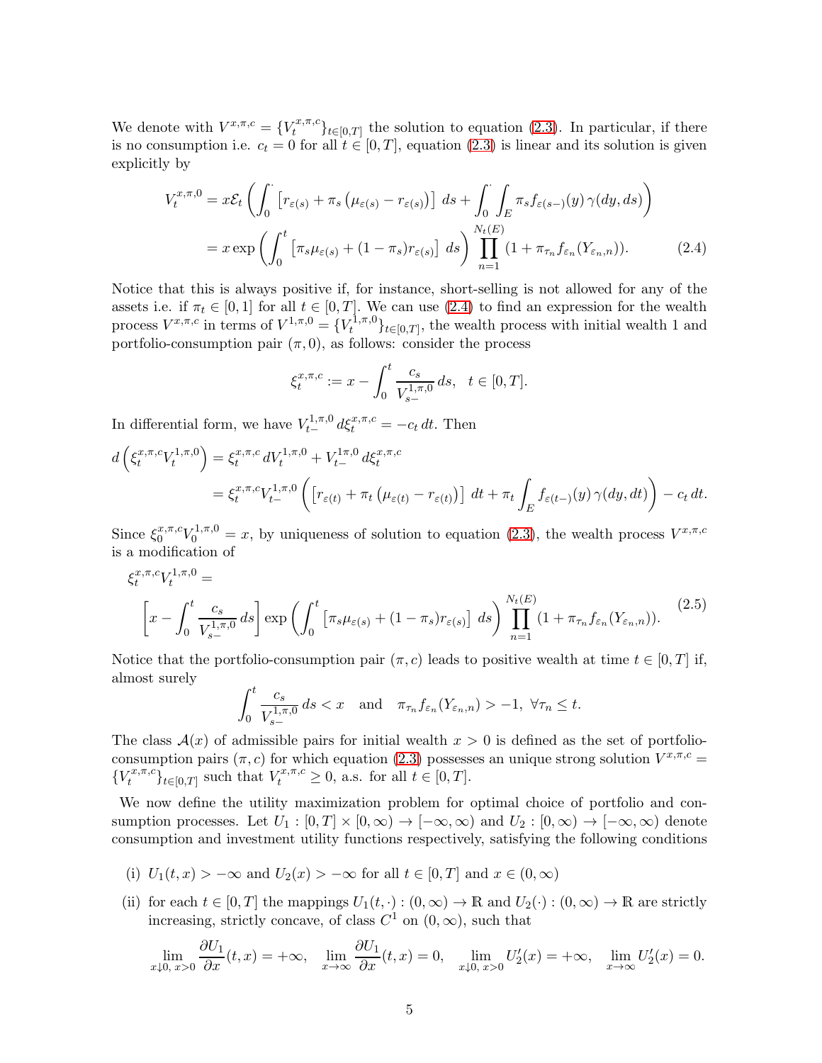We denote with $V^{x,\pi,c} = \{V_t^{x,\pi,c}\}_{t\in[0,T]}$ the solution to equation (2.3). In particular, if there is no consumption i.e. $c_t = 0$ for all $t \in [0,T]$, equation (2.3) is linear and its solution is given explicitly by

$$
\begin{aligned}
V_t^{x,\pi,0} &= x\mathcal{E}_t\left(\int_0^\cdot \left[r_{\varepsilon(s)} + \pi_s\left(\mu_{\varepsilon(s)} - r_{\varepsilon(s)}\right)\right]\,ds + \int_0^\cdot\int_E \pi_s f_{\varepsilon(s-)}(y)\,\gamma(dy,ds)\right)\\
&= x\exp\left(\int_0^t\left[\pi_s\mu_{\varepsilon(s)} + (1-\pi_s)r_{\varepsilon(s)}\right]\,ds\right)\prod_{n=1}^{N_t(E)}(1+\pi_{\tau_n}f_{\varepsilon_n}(Y_{\varepsilon_n,n})). \qquad (2.4)
\end{aligned}
$$

Notice that this is always positive if, for instance, short-selling is not allowed for any of the assets i.e. if $\pi_t \in [0,1]$ for all $t \in [0,T]$. We can use (2.4) to find an expression for the wealth process $V^{x,\pi,c}$ in terms of $V^{1,\pi,0} = \{V_t^{1,\pi,0}\}_{t\in[0,T]}$, the wealth process with initial wealth 1 and portfolio-consumption pair $(\pi, 0)$, as follows: consider the process

$$
\xi_t^{x,\pi,c} := x - \int_0^t \frac{c_s}{V_{s-}^{1,\pi,0}}\,ds, \quad t \in [0,T].
$$

In differential form, we have $V_{t-}^{1,\pi,0}\,d\xi_t^{x,\pi,c} = -c_t\,dt$. Then

$$
\begin{aligned}
d\left(\xi_t^{x,\pi,c}V_t^{1,\pi,0}\right) &= \xi_t^{x,\pi,c}\,dV_t^{1,\pi,0} + V_{t-}^{1\pi,0}\,d\xi_t^{x,\pi,c}\\
&= \xi_t^{x,\pi,c}V_{t-}^{1,\pi,0}\left(\left[r_{\varepsilon(t)} + \pi_t\left(\mu_{\varepsilon(t)} - r_{\varepsilon(t)}\right)\right]\,dt + \pi_t\int_E f_{\varepsilon(t-)}(y)\,\gamma(dy,dt)\right) - c_t\,dt.
\end{aligned}
$$

Since $\xi_0^{x,\pi,c}V_0^{1,\pi,0} = x$, by uniqueness of solution to equation (2.3), the wealth process $V^{x,\pi,c}$ is a modification of

$$
\begin{aligned}
&\xi_t^{x,\pi,c}V_t^{1,\pi,0} =\\
&\quad\left[x - \int_0^t \frac{c_s}{V_{s-}^{1,\pi,0}}\,ds\right]\exp\left(\int_0^t\left[\pi_s\mu_{\varepsilon(s)} + (1-\pi_s)r_{\varepsilon(s)}\right]\,ds\right)\prod_{n=1}^{N_t(E)}(1+\pi_{\tau_n}f_{\varepsilon_n}(Y_{\varepsilon_n,n})). \qquad (2.5)
\end{aligned}
$$

Notice that the portfolio-consumption pair $(\pi, c)$ leads to positive wealth at time $t \in [0,T]$ if, almost surely

$$
\int_0^t \frac{c_s}{V_{s-}^{1,\pi,0}}\,ds < x \quad \text{and} \quad \pi_{\tau_n}f_{\varepsilon_n}(Y_{\varepsilon_n,n}) > -1,\ \forall \tau_n \le t.
$$

The class $\mathcal{A}(x)$ of admissible pairs for initial wealth $x > 0$ is defined as the set of portfolio-consumption pairs $(\pi, c)$ for which equation (2.3) possesses an unique strong solution $V^{x,\pi,c} = \{V_t^{x,\pi,c}\}_{t\in[0,T]}$ such that $V_t^{x,\pi,c} \ge 0$, a.s. for all $t \in [0,T]$.

We now define the utility maximization problem for optimal choice of portfolio and consumption processes. Let $U_1 : [0,T]\times[0,\infty) \to [-\infty,\infty)$ and $U_2 : [0,\infty) \to [-\infty,\infty)$ denote consumption and investment utility functions respectively, satisfying the following conditions

(i) $U_1(t,x) > -\infty$ and $U_2(x) > -\infty$ for all $t \in [0,T]$ and $x \in (0,\infty)$

(ii) for each $t \in [0,T]$ the mappings $U_1(t,\cdot) : (0,\infty) \to \mathbb{R}$ and $U_2(\cdot) : (0,\infty) \to \mathbb{R}$ are strictly increasing, strictly concave, of class $C^1$ on $(0,\infty)$, such that

$$
\lim_{x\downarrow 0,\,x>0}\frac{\partial U_1}{\partial x}(t,x) = +\infty, \quad \lim_{x\to\infty}\frac{\partial U_1}{\partial x}(t,x) = 0, \quad \lim_{x\downarrow 0,\,x>0}U_2'(x) = +\infty, \quad \lim_{x\to\infty}U_2'(x) = 0.
$$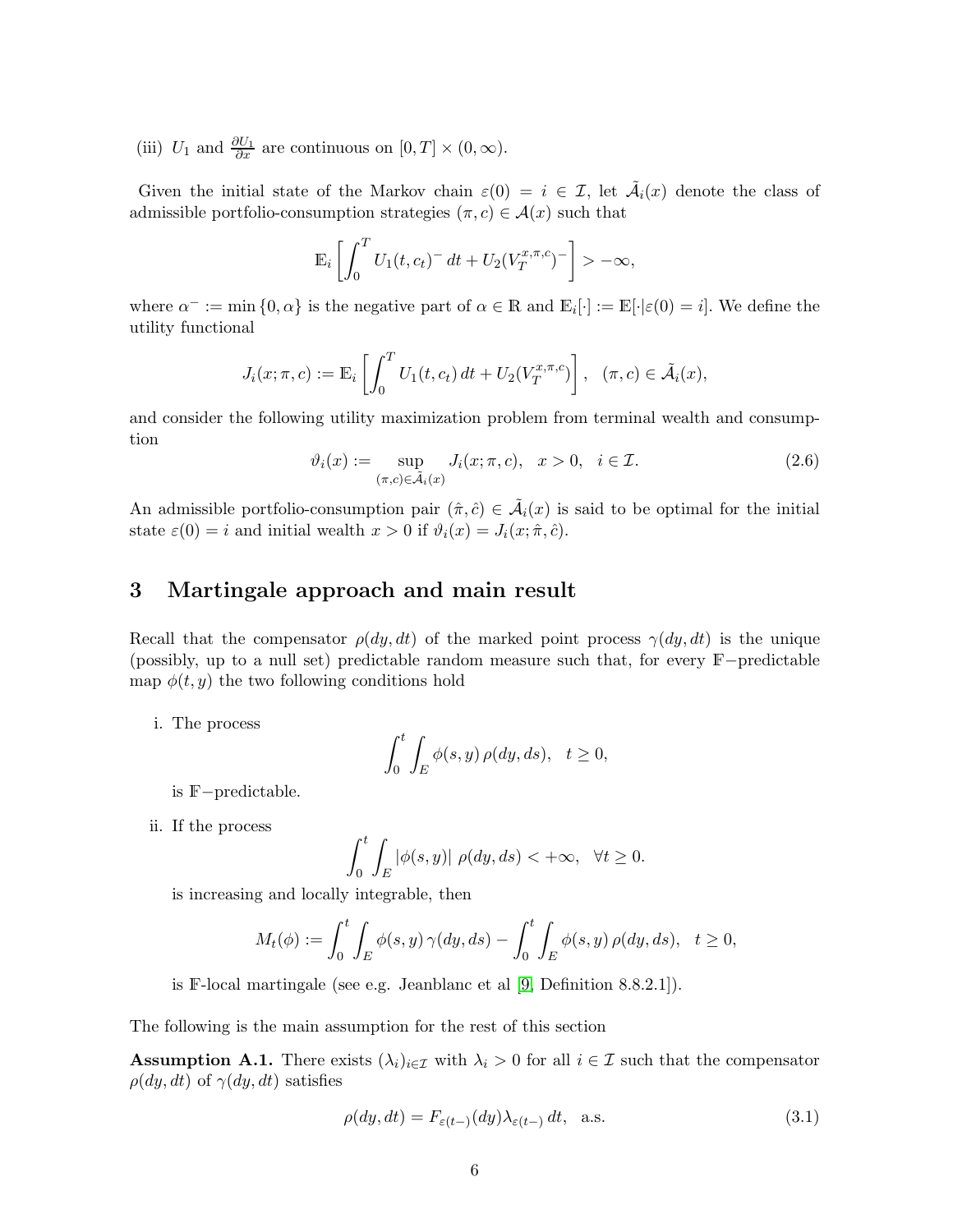(iii) $U_1$ and $\frac{\partial U_1}{\partial x}$ are continuous on $[0,T] \times (0,\infty)$.

Given the initial state of the Markov chain $\varepsilon(0) = i \in \mathcal{I}$, let $\tilde{\mathcal{A}}_i(x)$ denote the class of admissible portfolio-consumption strategies $(\pi, c) \in \mathcal{A}(x)$ such that

$$\mathbb{E}_i \left[ \int_0^T U_1(t, c_t)^- \, dt + U_2(V_T^{x,\pi,c})^- \right] > -\infty,$$

where $\alpha^- := \min\{0, \alpha\}$ is the negative part of $\alpha \in \mathbb{R}$ and $\mathbb{E}_i[\cdot] := \mathbb{E}[\cdot|\varepsilon(0) = i]$. We define the utility functional

$$J_i(x; \pi, c) := \mathbb{E}_i \left[ \int_0^T U_1(t, c_t) \, dt + U_2(V_T^{x,\pi,c}) \right], \quad (\pi, c) \in \tilde{\mathcal{A}}_i(x),$$

and consider the following utility maximization problem from terminal wealth and consumption

$$\vartheta_i(x) := \sup_{(\pi,c) \in \tilde{\mathcal{A}}_i(x)} J_i(x; \pi, c), \quad x > 0, \quad i \in \mathcal{I}. \tag{2.6}$$

An admissible portfolio-consumption pair $(\hat{\pi}, \hat{c}) \in \tilde{\mathcal{A}}_i(x)$ is said to be optimal for the initial state $\varepsilon(0) = i$ and initial wealth $x > 0$ if $\vartheta_i(x) = J_i(x; \hat{\pi}, \hat{c})$.

## 3 Martingale approach and main result

Recall that the compensator $\rho(dy, dt)$ of the marked point process $\gamma(dy, dt)$ is the unique (possibly, up to a null set) predictable random measure such that, for every $\mathbb{F}-$predictable map $\phi(t, y)$ the two following conditions hold

i. The process

$$\int_0^t \int_E \phi(s, y) \, \rho(dy, ds), \quad t \geq 0,$$

is $\mathbb{F}-$predictable.

ii. If the process

$$\int_0^t \int_E |\phi(s, y)| \, \rho(dy, ds) < +\infty, \quad \forall t \geq 0.$$

is increasing and locally integrable, then

$$M_t(\phi) := \int_0^t \int_E \phi(s, y) \, \gamma(dy, ds) - \int_0^t \int_E \phi(s, y) \, \rho(dy, ds), \quad t \geq 0,$$

is $\mathbb{F}$-local martingale (see e.g. Jeanblanc et al [9, Definition 8.8.2.1]).

The following is the main assumption for the rest of this section

**Assumption A.1.** There exists $(\lambda_i)_{i \in \mathcal{I}}$ with $\lambda_i > 0$ for all $i \in \mathcal{I}$ such that the compensator $\rho(dy, dt)$ of $\gamma(dy, dt)$ satisfies

$$\rho(dy, dt) = F_{\varepsilon(t-)}(dy) \lambda_{\varepsilon(t-)} \, dt, \quad \text{a.s.} \tag{3.1}$$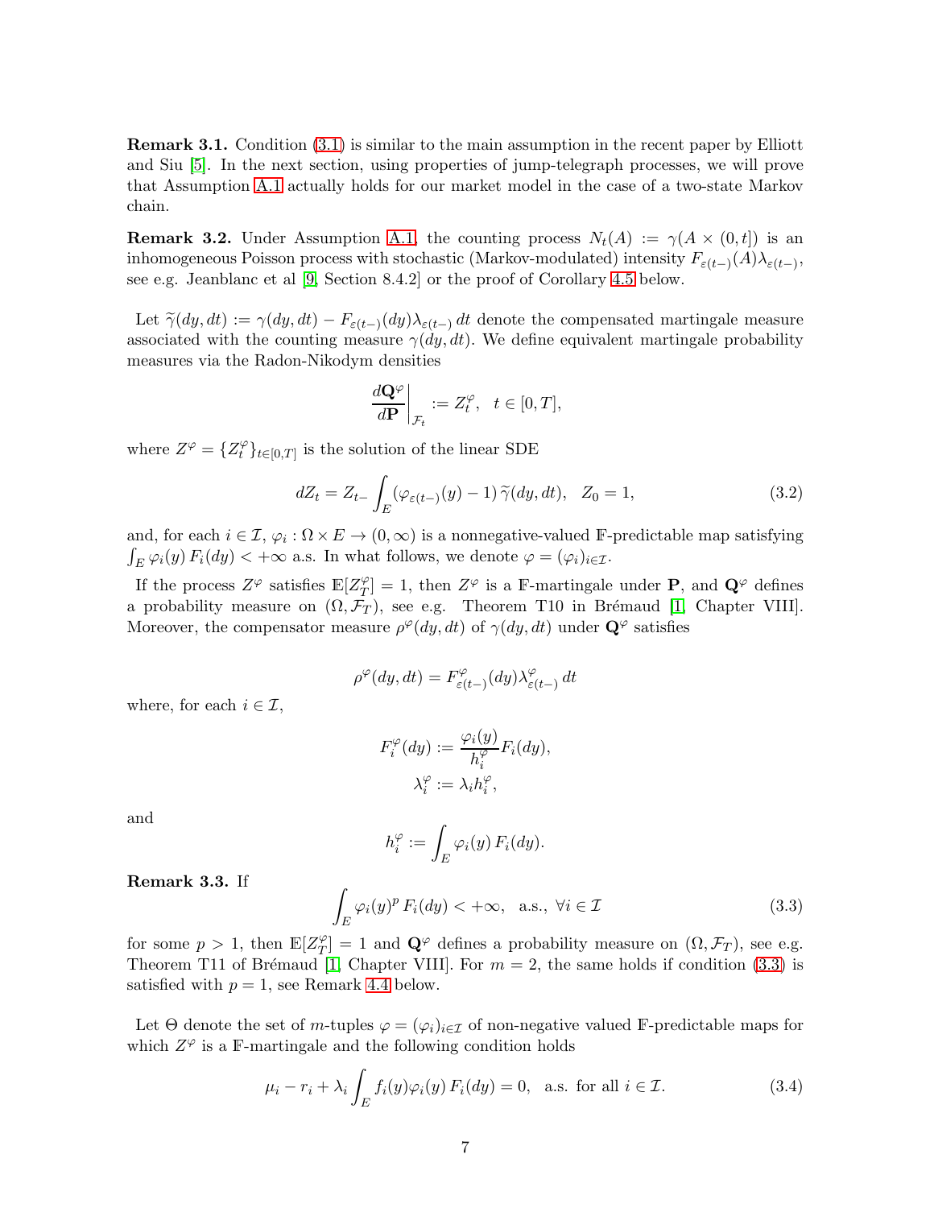**Remark 3.1.** Condition (3.1) is similar to the main assumption in the recent paper by Elliott and Siu [5]. In the next section, using properties of jump-telegraph processes, we will prove that Assumption A.1 actually holds for our market model in the case of a two-state Markov chain.

**Remark 3.2.** Under Assumption A.1, the counting process $N_t(A) := \gamma(A \times (0, t])$ is an inhomogeneous Poisson process with stochastic (Markov-modulated) intensity $F_{\varepsilon(t-)}(A)\lambda_{\varepsilon(t-)}$, see e.g. Jeanblanc et al [9, Section 8.4.2] or the proof of Corollary 4.5 below.

Let $\widetilde{\gamma}(dy, dt) := \gamma(dy, dt) - F_{\varepsilon(t-)}(dy)\lambda_{\varepsilon(t-)}\,dt$ denote the compensated martingale measure associated with the counting measure $\gamma(dy, dt)$. We define equivalent martingale probability measures via the Radon-Nikodym densities

$$
\left.\frac{d\mathbf{Q}^{\varphi}}{d\mathbf{P}}\right|_{\mathcal{F}_t} := Z_t^{\varphi}, \quad t \in [0, T],
$$

where $Z^{\varphi} = \{Z_t^{\varphi}\}_{t\in[0,T]}$ is the solution of the linear SDE

$$
dZ_t = Z_{t-}\int_E (\varphi_{\varepsilon(t-)}(y) - 1)\,\widetilde{\gamma}(dy, dt), \quad Z_0 = 1, \tag{3.2}
$$

and, for each $i \in \mathcal{I}$, $\varphi_i : \Omega \times E \to (0, \infty)$ is a nonnegative-valued $\mathbb{F}$-predictable map satisfying $\int_E \varphi_i(y)\,F_i(dy) < +\infty$ a.s. In what follows, we denote $\varphi = (\varphi_i)_{i\in\mathcal{I}}$.

If the process $Z^{\varphi}$ satisfies $\mathbb{E}[Z_T^{\varphi}] = 1$, then $Z^{\varphi}$ is a $\mathbb{F}$-martingale under $\mathbf{P}$, and $\mathbf{Q}^{\varphi}$ defines a probability measure on $(\Omega, \mathcal{F}_T)$, see e.g. Theorem T10 in Brémaud [1, Chapter VIII]. Moreover, the compensator measure $\rho^{\varphi}(dy, dt)$ of $\gamma(dy, dt)$ under $\mathbf{Q}^{\varphi}$ satisfies

$$
\rho^{\varphi}(dy, dt) = F^{\varphi}_{\varepsilon(t-)}(dy)\lambda^{\varphi}_{\varepsilon(t-)}\,dt
$$

where, for each $i \in \mathcal{I}$,

$$
F_i^{\varphi}(dy) := \frac{\varphi_i(y)}{h_i^{\varphi}}F_i(dy),
$$

$$
\lambda_i^{\varphi} := \lambda_i h_i^{\varphi},
$$

and

$$
h_i^{\varphi} := \int_E \varphi_i(y)\,F_i(dy).
$$

**Remark 3.3.** If

$$
\int_E \varphi_i(y)^p\,F_i(dy) < +\infty, \quad \text{a.s., } \forall i \in \mathcal{I} \tag{3.3}
$$

for some $p > 1$, then $\mathbb{E}[Z_T^{\varphi}] = 1$ and $\mathbf{Q}^{\varphi}$ defines a probability measure on $(\Omega, \mathcal{F}_T)$, see e.g. Theorem T11 of Brémaud [1, Chapter VIII]. For $m = 2$, the same holds if condition (3.3) is satisfied with $p = 1$, see Remark 4.4 below.

Let $\Theta$ denote the set of $m$-tuples $\varphi = (\varphi_i)_{i\in\mathcal{I}}$ of non-negative valued $\mathbb{F}$-predictable maps for which $Z^{\varphi}$ is a $\mathbb{F}$-martingale and the following condition holds

$$
\mu_i - r_i + \lambda_i\int_E f_i(y)\varphi_i(y)\,F_i(dy) = 0, \quad \text{a.s. for all } i \in \mathcal{I}. \tag{3.4}
$$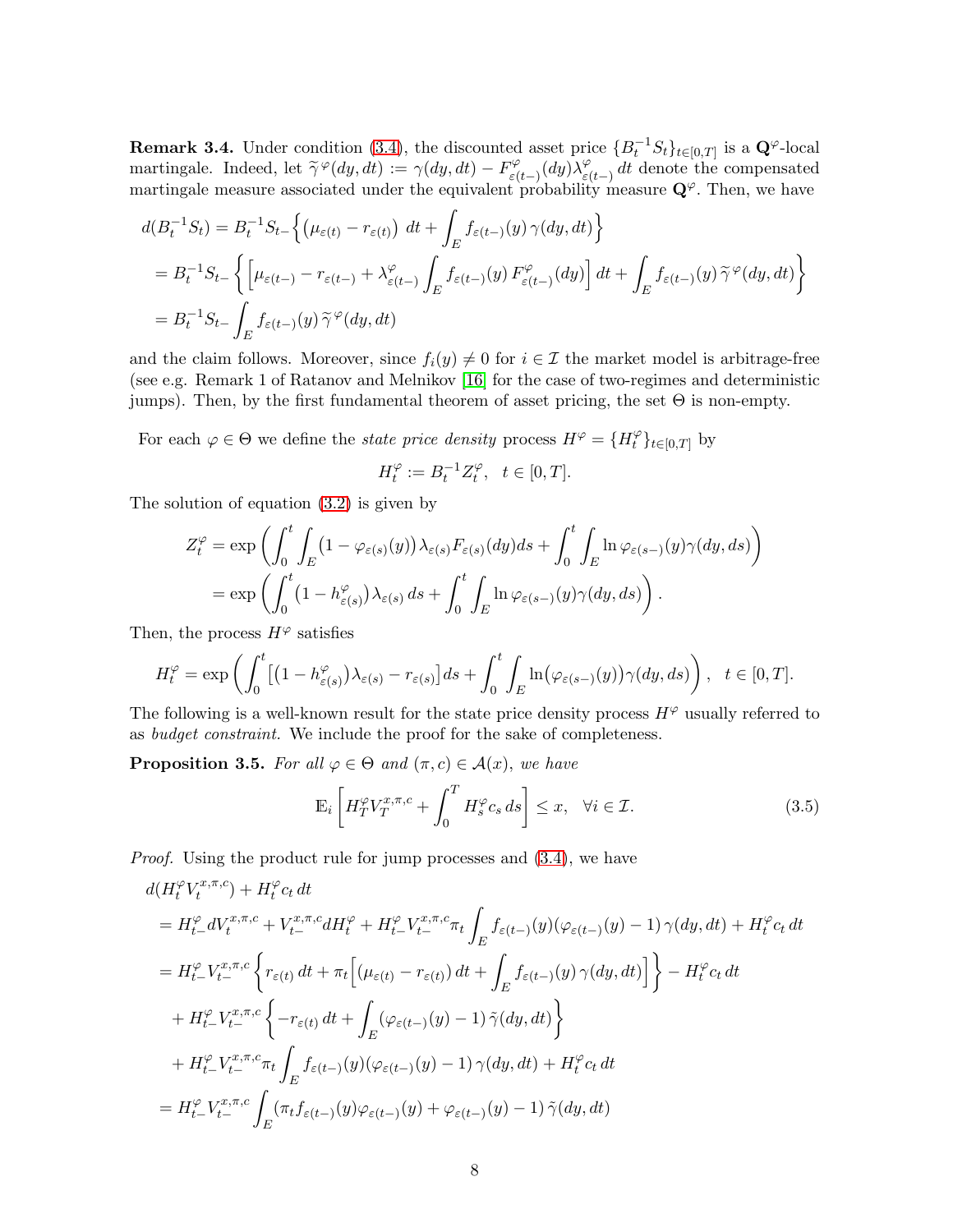**Remark 3.4.** Under condition (3.4), the discounted asset price $\{B_t^{-1}S_t\}_{t\in[0,T]}$ is a $\mathbf{Q}^\varphi$-local martingale. Indeed, let $\widetilde{\gamma}^{\varphi}(dy,dt) := \gamma(dy,dt) - F^{\varphi}_{\varepsilon(t-)}(dy)\lambda^{\varphi}_{\varepsilon(t-)}\,dt$ denote the compensated martingale measure associated under the equivalent probability measure $\mathbf{Q}^\varphi$. Then, we have

$$
\begin{aligned}
d(B_t^{-1}S_t) &= B_t^{-1}S_{t-}\Big\{\big(\mu_{\varepsilon(t)} - r_{\varepsilon(t)}\big)\,dt + \int_E f_{\varepsilon(t-)}(y)\,\gamma(dy,dt)\Big\}\\
&= B_t^{-1}S_{t-}\left\{\Big[\mu_{\varepsilon(t-)} - r_{\varepsilon(t-)} + \lambda^{\varphi}_{\varepsilon(t-)}\int_E f_{\varepsilon(t-)}(y)\,F^{\varphi}_{\varepsilon(t-)}(dy)\Big]\,dt + \int_E f_{\varepsilon(t-)}(y)\,\widetilde{\gamma}^{\varphi}(dy,dt)\right\}\\
&= B_t^{-1}S_{t-}\int_E f_{\varepsilon(t-)}(y)\,\widetilde{\gamma}^{\varphi}(dy,dt)
\end{aligned}
$$

and the claim follows. Moreover, since $f_i(y) \neq 0$ for $i \in \mathcal{I}$ the market model is arbitrage-free (see e.g. Remark 1 of Ratanov and Melnikov [16] for the case of two-regimes and deterministic jumps). Then, by the first fundamental theorem of asset pricing, the set $\Theta$ is non-empty.

For each $\varphi \in \Theta$ we define the *state price density* process $H^\varphi = \{H^\varphi_t\}_{t\in[0,T]}$ by

$$
H^\varphi_t := B_t^{-1}Z^\varphi_t, \quad t \in [0,T].
$$

The solution of equation (3.2) is given by

$$
\begin{aligned}
Z^\varphi_t &= \exp\left(\int_0^t\int_E \big(1-\varphi_{\varepsilon(s)}(y)\big)\lambda_{\varepsilon(s)}F_{\varepsilon(s)}(dy)ds + \int_0^t\int_E \ln\varphi_{\varepsilon(s-)}(y)\gamma(dy,ds)\right)\\
&= \exp\left(\int_0^t \big(1-h^{\varphi}_{\varepsilon(s)}\big)\lambda_{\varepsilon(s)}\,ds + \int_0^t\int_E \ln\varphi_{\varepsilon(s-)}(y)\gamma(dy,ds)\right).
\end{aligned}
$$

Then, the process $H^\varphi$ satisfies

$$
H^\varphi_t = \exp\left(\int_0^t \big[\big(1-h^{\varphi}_{\varepsilon(s)}\big)\lambda_{\varepsilon(s)} - r_{\varepsilon(s)}\big]ds + \int_0^t\int_E \ln\big(\varphi_{\varepsilon(s-)}(y)\big)\gamma(dy,ds)\right), \quad t \in [0,T].
$$

The following is a well-known result for the state price density process $H^\varphi$ usually referred to as *budget constraint*. We include the proof for the sake of completeness.

**Proposition 3.5.** *For all $\varphi \in \Theta$ and $(\pi,c) \in \mathcal{A}(x)$, we have*

$$
\mathbb{E}_i\left[H^\varphi_T V^{x,\pi,c}_T + \int_0^T H^\varphi_s c_s\,ds\right] \leq x, \quad \forall i \in \mathcal{I}. \tag{3.5}
$$

*Proof.* Using the product rule for jump processes and (3.4), we have

$$
\begin{aligned}
&d(H^\varphi_t V^{x,\pi,c}_t) + H^\varphi_t c_t\,dt\\
&= H^\varphi_{t-}dV^{x,\pi,c}_t + V^{x,\pi,c}_{t-}dH^\varphi_t + H^\varphi_{t-}V^{x,\pi,c}_{t-}\pi_t\int_E f_{\varepsilon(t-)}(y)(\varphi_{\varepsilon(t-)}(y)-1)\,\gamma(dy,dt) + H^\varphi_t c_t\,dt\\
&= H^\varphi_{t-}V^{x,\pi,c}_{t-}\left\{r_{\varepsilon(t)}\,dt + \pi_t\Big[(\mu_{\varepsilon(t)} - r_{\varepsilon(t)})\,dt + \int_E f_{\varepsilon(t-)}(y)\,\gamma(dy,dt)\Big]\right\} - H^\varphi_t c_t\,dt\\
&\quad + H^\varphi_{t-}V^{x,\pi,c}_{t-}\left\{-r_{\varepsilon(t)}\,dt + \int_E (\varphi_{\varepsilon(t-)}(y)-1)\,\tilde{\gamma}(dy,dt)\right\}\\
&\quad + H^\varphi_{t-}V^{x,\pi,c}_{t-}\pi_t\int_E f_{\varepsilon(t-)}(y)(\varphi_{\varepsilon(t-)}(y)-1)\,\gamma(dy,dt) + H^\varphi_t c_t\,dt\\
&= H^\varphi_{t-}V^{x,\pi,c}_{t-}\int_E (\pi_t f_{\varepsilon(t-)}(y)\varphi_{\varepsilon(t-)}(y) + \varphi_{\varepsilon(t-)}(y) - 1)\,\tilde{\gamma}(dy,dt)
\end{aligned}
$$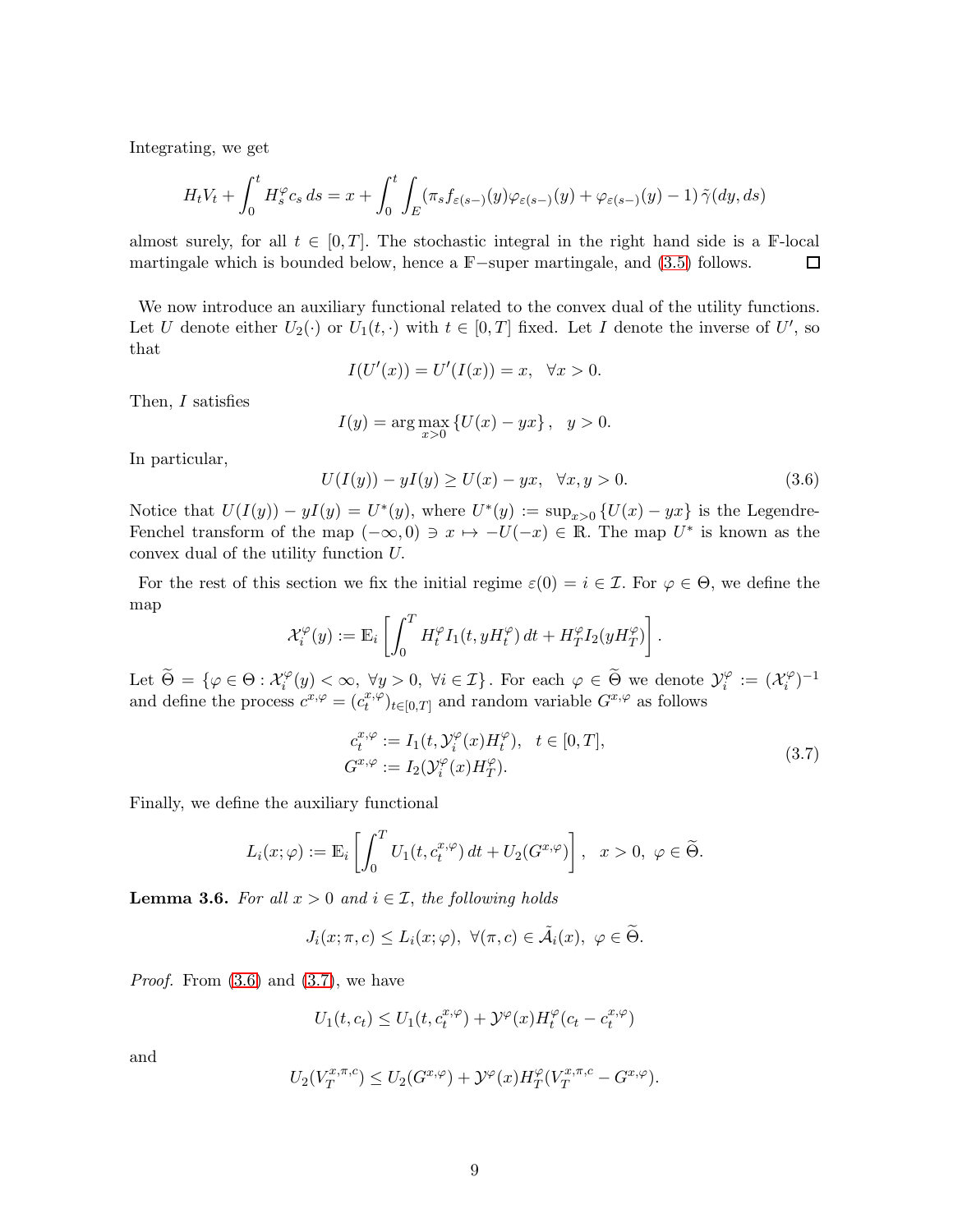Integrating, we get

$$H_t V_t + \int_0^t H_s^{\varphi} c_s \, ds = x + \int_0^t \int_E (\pi_s f_{\varepsilon(s-)}(y) \varphi_{\varepsilon(s-)}(y) + \varphi_{\varepsilon(s-)}(y) - 1) \, \tilde{\gamma}(dy, ds)$$

almost surely, for all $t \in [0, T]$. The stochastic integral in the right hand side is a $\mathbb{F}$-local martingale which is bounded below, hence a $\mathbb{F}-$super martingale, and (3.5) follows. $\square$

We now introduce an auxiliary functional related to the convex dual of the utility functions. Let $U$ denote either $U_2(\cdot)$ or $U_1(t, \cdot)$ with $t \in [0, T]$ fixed. Let $I$ denote the inverse of $U'$, so that

$$I(U'(x)) = U'(I(x)) = x, \quad \forall x > 0.$$

Then, $I$ satisfies

$$I(y) = \arg\max_{x>0} \{U(x) - yx\}, \quad y > 0.$$

In particular,

$$U(I(y)) - yI(y) \geq U(x) - yx, \quad \forall x, y > 0. \tag{3.6}$$

Notice that $U(I(y)) - yI(y) = U^*(y)$, where $U^*(y) := \sup_{x>0} \{U(x) - yx\}$ is the Legendre-Fenchel transform of the map $(-\infty, 0) \ni x \mapsto -U(-x) \in \mathbb{R}$. The map $U^*$ is known as the convex dual of the utility function $U$.

For the rest of this section we fix the initial regime $\varepsilon(0) = i \in \mathcal{I}$. For $\varphi \in \Theta$, we define the map

$$\mathcal{X}_i^{\varphi}(y) := \mathbb{E}_i \left[ \int_0^T H_t^{\varphi} I_1(t, yH_t^{\varphi}) \, dt + H_T^{\varphi} I_2(yH_T^{\varphi}) \right].$$

Let $\widetilde{\Theta} = \{\varphi \in \Theta : \mathcal{X}_i^{\varphi}(y) < \infty, \ \forall y > 0, \ \forall i \in \mathcal{I}\}$. For each $\varphi \in \widetilde{\Theta}$ we denote $\mathcal{Y}_i^{\varphi} := (\mathcal{X}_i^{\varphi})^{-1}$ and define the process $c^{x,\varphi} = (c_t^{x,\varphi})_{t \in [0,T]}$ and random variable $G^{x,\varphi}$ as follows

$$\begin{aligned} c_t^{x,\varphi} &:= I_1(t, \mathcal{Y}_i^{\varphi}(x) H_t^{\varphi}), \quad t \in [0, T], \\ G^{x,\varphi} &:= I_2(\mathcal{Y}_i^{\varphi}(x) H_T^{\varphi}). \end{aligned} \tag{3.7}$$

Finally, we define the auxiliary functional

$$L_i(x; \varphi) := \mathbb{E}_i \left[ \int_0^T U_1(t, c_t^{x,\varphi}) \, dt + U_2(G^{x,\varphi}) \right], \quad x > 0, \ \varphi \in \widetilde{\Theta}.$$

**Lemma 3.6.** *For all $x > 0$ and $i \in \mathcal{I}$, the following holds*

$$J_i(x; \pi, c) \leq L_i(x; \varphi), \ \forall (\pi, c) \in \tilde{\mathcal{A}}_i(x), \ \varphi \in \widetilde{\Theta}.$$

*Proof.* From (3.6) and (3.7), we have

$$U_1(t, c_t) \leq U_1(t, c_t^{x,\varphi}) + \mathcal{Y}^{\varphi}(x) H_t^{\varphi} (c_t - c_t^{x,\varphi})$$

and

$$U_2(V_T^{x,\pi,c}) \leq U_2(G^{x,\varphi}) + \mathcal{Y}^{\varphi}(x) H_T^{\varphi} (V_T^{x,\pi,c} - G^{x,\varphi}).$$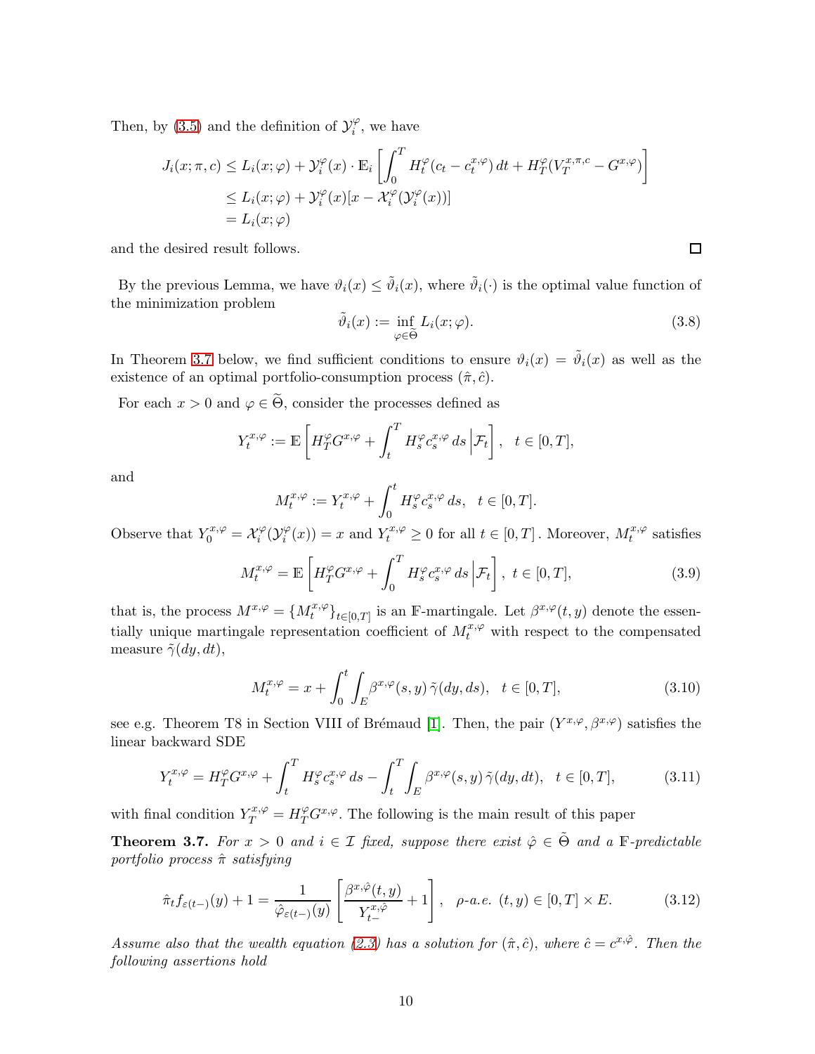Then, by (3.5) and the definition of $\mathcal{Y}_i^{\varphi}$, we have

$$
\begin{aligned}
J_i(x;\pi,c) &\leq L_i(x;\varphi) + \mathcal{Y}_i^{\varphi}(x)\cdot \mathbb{E}_i\left[\int_0^T H_t^{\varphi}(c_t - c_t^{x,\varphi})\,dt + H_T^{\varphi}(V_T^{x,\pi,c} - G^{x,\varphi})\right] \\
&\leq L_i(x;\varphi) + \mathcal{Y}_i^{\varphi}(x)[x - \mathcal{X}_i^{\varphi}(\mathcal{Y}_i^{\varphi}(x))] \\
&= L_i(x;\varphi)
\end{aligned}
$$

and the desired result follows. $\square$

By the previous Lemma, we have $\vartheta_i(x) \leq \tilde{\vartheta}_i(x)$, where $\tilde{\vartheta}_i(\cdot)$ is the optimal value function of the minimization problem

$$
\tilde{\vartheta}_i(x) := \inf_{\varphi\in\widetilde{\Theta}} L_i(x;\varphi). \tag{3.8}
$$

In Theorem 3.7 below, we find sufficient conditions to ensure $\vartheta_i(x) = \tilde{\vartheta}_i(x)$ as well as the existence of an optimal portfolio-consumption process $(\hat{\pi},\hat{c})$.

For each $x>0$ and $\varphi \in \widetilde{\Theta}$, consider the processes defined as

$$
Y_t^{x,\varphi} := \mathbb{E}\left[H_T^{\varphi}G^{x,\varphi} + \int_t^T H_s^{\varphi}c_s^{x,\varphi}\,ds\,\Big|\mathcal{F}_t\right],\quad t\in[0,T],
$$

and

$$
M_t^{x,\varphi} := Y_t^{x,\varphi} + \int_0^t H_s^{\varphi}c_s^{x,\varphi}\,ds,\quad t\in[0,T].
$$

Observe that $Y_0^{x,\varphi} = \mathcal{X}_i^{\varphi}(\mathcal{Y}_i^{\varphi}(x)) = x$ and $Y_t^{x,\varphi}\geq 0$ for all $t\in[0,T]$. Moreover, $M_t^{x,\varphi}$ satisfies

$$
M_t^{x,\varphi} = \mathbb{E}\left[H_T^{\varphi}G^{x,\varphi} + \int_0^T H_s^{\varphi}c_s^{x,\varphi}\,ds\,\Big|\mathcal{F}_t\right],\ t\in[0,T], \tag{3.9}
$$

that is, the process $M^{x,\varphi} = \{M_t^{x,\varphi}\}_{t\in[0,T]}$ is an $\mathbb{F}$-martingale. Let $\beta^{x,\varphi}(t,y)$ denote the essentially unique martingale representation coefficient of $M_t^{x,\varphi}$ with respect to the compensated measure $\tilde{\gamma}(dy,dt)$,

$$
M_t^{x,\varphi} = x + \int_0^t\int_E \beta^{x,\varphi}(s,y)\,\tilde{\gamma}(dy,ds),\quad t\in[0,T], \tag{3.10}
$$

see e.g. Theorem T8 in Section VIII of Brémaud [1]. Then, the pair $(Y^{x,\varphi},\beta^{x,\varphi})$ satisfies the linear backward SDE

$$
Y_t^{x,\varphi} = H_T^{\varphi}G^{x,\varphi} + \int_t^T H_s^{\varphi}c_s^{x,\varphi}\,ds - \int_t^T\int_E \beta^{x,\varphi}(s,y)\,\tilde{\gamma}(dy,dt),\quad t\in[0,T], \tag{3.11}
$$

with final condition $Y_T^{x,\varphi} = H_T^{\varphi}G^{x,\varphi}$. The following is the main result of this paper

**Theorem 3.7.** *For $x>0$ and $i\in\mathcal{I}$ fixed, suppose there exist $\hat{\varphi}\in\tilde{\Theta}$ and a $\mathbb{F}$-predictable portfolio process $\hat{\pi}$ satisfying*

$$
\hat{\pi}_t f_{\varepsilon(t-)}(y) + 1 = \frac{1}{\hat{\varphi}_{\varepsilon(t-)}(y)}\left[\frac{\beta^{x,\hat{\varphi}}(t,y)}{Y_{t-}^{x,\hat{\varphi}}} + 1\right],\quad \rho\text{-a.e. } (t,y)\in[0,T]\times E. \tag{3.12}
$$

*Assume also that the wealth equation (2.3) has a solution for $(\hat{\pi},\hat{c})$, where $\hat{c} = c^{x,\hat{\varphi}}$. Then the following assertions hold*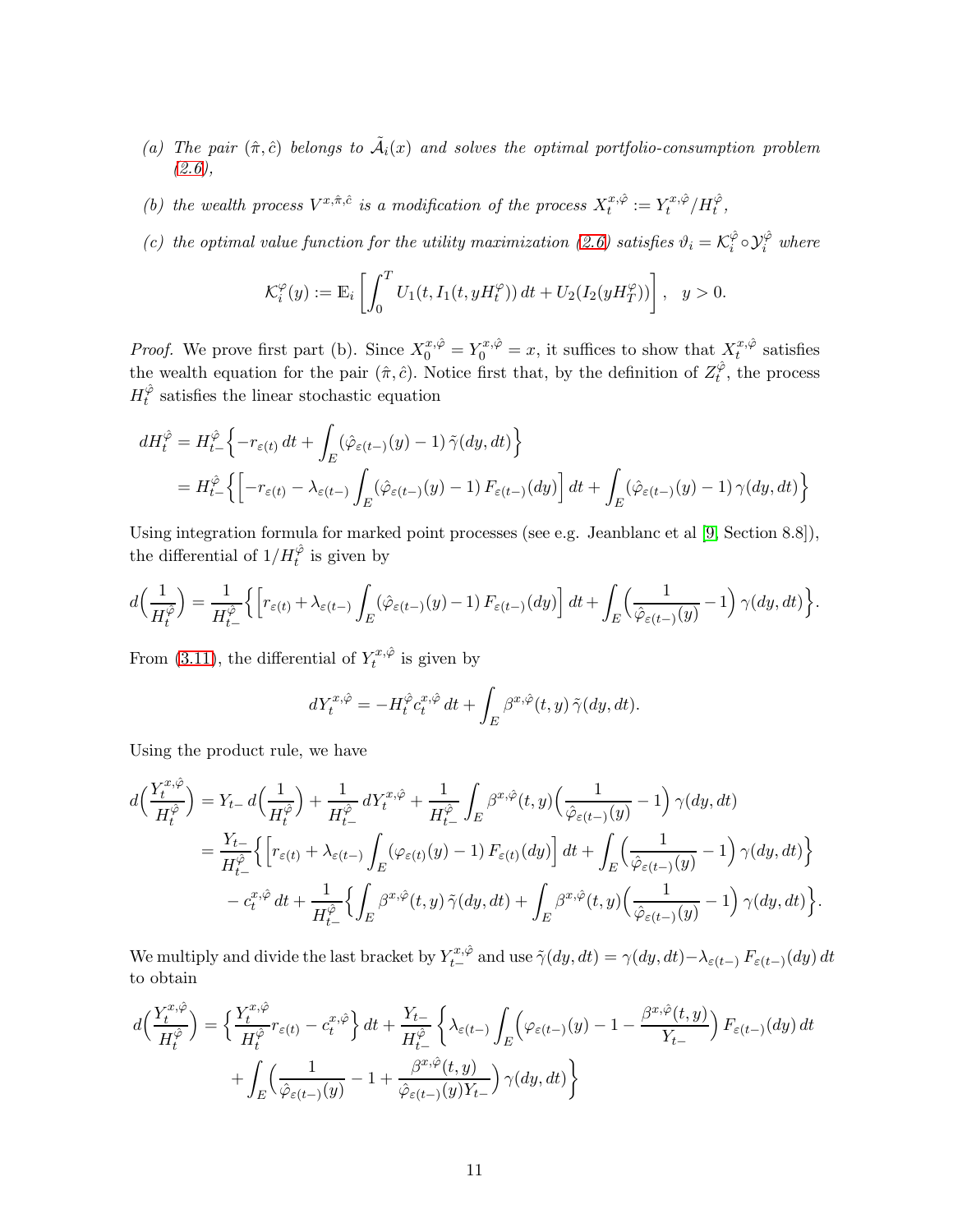(a) *The pair $(\hat{\pi}, \hat{c})$ belongs to $\tilde{\mathcal{A}}_i(x)$ and solves the optimal portfolio-consumption problem (2.6),*

(b) *the wealth process $V^{x,\hat{\pi},\hat{c}}$ is a modification of the process $X_t^{x,\hat{\varphi}} := Y_t^{x,\hat{\varphi}}/H_t^{\hat{\varphi}}$,*

(c) *the optimal value function for the utility maximization (2.6) satisfies $\vartheta_i = \mathcal{K}_i^{\hat{\varphi}} \circ \mathcal{Y}_i^{\hat{\varphi}}$ where*

$$\mathcal{K}_i^{\varphi}(y) := \mathbb{E}_i\left[\int_0^T U_1(t, I_1(t, yH_t^{\varphi}))\,dt + U_2(I_2(yH_T^{\varphi}))\right], \quad y > 0.$$

*Proof.* We prove first part (b). Since $X_0^{x,\hat{\varphi}} = Y_0^{x,\hat{\varphi}} = x$, it suffices to show that $X_t^{x,\hat{\varphi}}$ satisfies the wealth equation for the pair $(\hat{\pi}, \hat{c})$. Notice first that, by the definition of $Z_t^{\hat{\varphi}}$, the process $H_t^{\hat{\varphi}}$ satisfies the linear stochastic equation

$$\begin{aligned}
dH_t^{\hat{\varphi}} &= H_{t-}^{\hat{\varphi}}\Big\{-r_{\varepsilon(t)}\,dt + \int_E (\hat{\varphi}_{\varepsilon(t-)}(y) - 1)\,\tilde{\gamma}(dy, dt)\Big\} \\
&= H_{t-}^{\hat{\varphi}}\Big\{\Big[-r_{\varepsilon(t)} - \lambda_{\varepsilon(t-)}\int_E (\hat{\varphi}_{\varepsilon(t-)}(y) - 1)\,F_{\varepsilon(t-)}(dy)\Big]\,dt + \int_E (\hat{\varphi}_{\varepsilon(t-)}(y) - 1)\,\gamma(dy, dt)\Big\}
\end{aligned}$$

Using integration formula for marked point processes (see e.g. Jeanblanc et al [9, Section 8.8]), the differential of $1/H_t^{\hat{\varphi}}$ is given by

$$d\Big(\frac{1}{H_t^{\hat{\varphi}}}\Big) = \frac{1}{H_{t-}^{\hat{\varphi}}}\Big\{\Big[r_{\varepsilon(t)} + \lambda_{\varepsilon(t-)}\int_E (\hat{\varphi}_{\varepsilon(t-)}(y) - 1)\,F_{\varepsilon(t-)}(dy)\Big]\,dt + \int_E \Big(\frac{1}{\hat{\varphi}_{\varepsilon(t-)}(y)} - 1\Big)\,\gamma(dy, dt)\Big\}.$$

From (3.11), the differential of $Y_t^{x,\hat{\varphi}}$ is given by

$$dY_t^{x,\hat{\varphi}} = -H_t^{\hat{\varphi}} c_t^{x,\hat{\varphi}}\,dt + \int_E \beta^{x,\hat{\varphi}}(t, y)\,\tilde{\gamma}(dy, dt).$$

Using the product rule, we have

$$\begin{aligned}
d\Big(\frac{Y_t^{x,\hat{\varphi}}}{H_t^{\hat{\varphi}}}\Big) &= Y_{t-}\,d\Big(\frac{1}{H_t^{\hat{\varphi}}}\Big) + \frac{1}{H_{t-}^{\hat{\varphi}}}\,dY_t^{x,\hat{\varphi}} + \frac{1}{H_{t-}^{\hat{\varphi}}}\int_E \beta^{x,\hat{\varphi}}(t, y)\Big(\frac{1}{\hat{\varphi}_{\varepsilon(t-)}(y)} - 1\Big)\,\gamma(dy, dt) \\
&= \frac{Y_{t-}}{H_{t-}^{\hat{\varphi}}}\Big\{\Big[r_{\varepsilon(t)} + \lambda_{\varepsilon(t-)}\int_E (\varphi_{\varepsilon(t)}(y) - 1)\,F_{\varepsilon(t)}(dy)\Big]\,dt + \int_E \Big(\frac{1}{\hat{\varphi}_{\varepsilon(t-)}(y)} - 1\Big)\,\gamma(dy, dt)\Big\} \\
&\quad - c_t^{x,\hat{\varphi}}\,dt + \frac{1}{H_{t-}^{\hat{\varphi}}}\Big\{\int_E \beta^{x,\hat{\varphi}}(t, y)\,\tilde{\gamma}(dy, dt) + \int_E \beta^{x,\hat{\varphi}}(t, y)\Big(\frac{1}{\hat{\varphi}_{\varepsilon(t-)}(y)} - 1\Big)\,\gamma(dy, dt)\Big\}.
\end{aligned}$$

We multiply and divide the last bracket by $Y_{t-}^{x,\hat{\varphi}}$ and use $\tilde{\gamma}(dy, dt) = \gamma(dy, dt) - \lambda_{\varepsilon(t-)}\,F_{\varepsilon(t-)}(dy)\,dt$ to obtain

$$\begin{aligned}
d\Big(\frac{Y_t^{x,\hat{\varphi}}}{H_t^{\hat{\varphi}}}\Big) &= \Big\{\frac{Y_t^{x,\hat{\varphi}}}{H_t^{\hat{\varphi}}} r_{\varepsilon(t)} - c_t^{x,\hat{\varphi}}\Big\}\,dt + \frac{Y_{t-}}{H_{t-}^{\hat{\varphi}}}\,\Big\{\lambda_{\varepsilon(t-)}\int_E \Big(\varphi_{\varepsilon(t-)}(y) - 1 - \frac{\beta^{x,\hat{\varphi}}(t, y)}{Y_{t-}}\Big)\,F_{\varepsilon(t-)}(dy)\,dt \\
&\quad + \int_E \Big(\frac{1}{\hat{\varphi}_{\varepsilon(t-)}(y)} - 1 + \frac{\beta^{x,\hat{\varphi}}(t, y)}{\hat{\varphi}_{\varepsilon(t-)}(y) Y_{t-}}\Big)\,\gamma(dy, dt)\Big\}
\end{aligned}$$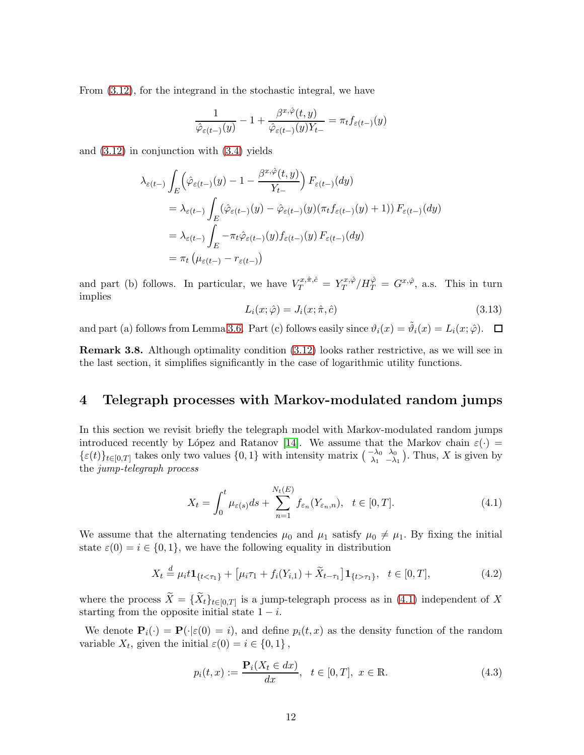From (3.12), for the integrand in the stochastic integral, we have

$$\frac{1}{\hat{\varphi}_{\varepsilon(t-)}(y)} - 1 + \frac{\beta^{x,\hat{\varphi}}(t,y)}{\hat{\varphi}_{\varepsilon(t-)}(y)Y_{t-}} = \pi_t f_{\varepsilon(t-)}(y)$$

and (3.12) in conjunction with (3.4) yields

$$\begin{aligned}
&\lambda_{\varepsilon(t-)} \int_E \Big(\hat{\varphi}_{\varepsilon(t-)}(y) - 1 - \frac{\beta^{x,\hat{\varphi}}(t,y)}{Y_{t-}}\Big) F_{\varepsilon(t-)}(dy) \\
&= \lambda_{\varepsilon(t-)} \int_E \left(\hat{\varphi}_{\varepsilon(t-)}(y) - \hat{\varphi}_{\varepsilon(t-)}(y)(\pi_t f_{\varepsilon(t-)}(y) + 1)\right) F_{\varepsilon(t-)}(dy) \\
&= \lambda_{\varepsilon(t-)} \int_E -\pi_t \hat{\varphi}_{\varepsilon(t-)}(y) f_{\varepsilon(t-)}(y)\, F_{\varepsilon(t-)}(dy) \\
&= \pi_t \left(\mu_{\varepsilon(t-)} - r_{\varepsilon(t-)}\right)
\end{aligned}$$

and part (b) follows. In particular, we have $V_T^{x,\hat{\pi},\hat{c}} = Y_T^{x,\hat{\varphi}}/H_T^{\hat{\varphi}} = G^{x,\hat{\varphi}}$, a.s. This in turn implies

$$L_i(x;\hat{\varphi}) = J_i(x;\hat{\pi},\hat{c}) \tag{3.13}$$

and part (a) follows from Lemma 3.6. Part (c) follows easily since $\vartheta_i(x) = \tilde{\vartheta}_i(x) = L_i(x;\hat{\varphi})$. $\square$

**Remark 3.8.** Although optimality condition (3.12) looks rather restrictive, as we will see in the last section, it simplifies significantly in the case of logarithmic utility functions.

# 4 Telegraph processes with Markov-modulated random jumps

In this section we revisit briefly the telegraph model with Markov-modulated random jumps introduced recently by López and Ratanov [14]. We assume that the Markov chain $\varepsilon(\cdot) = \{\varepsilon(t)\}_{t\in[0,T]}$ takes only two values $\{0,1\}$ with intensity matrix $\begin{pmatrix} -\lambda_0 & \lambda_0 \\ \lambda_1 & -\lambda_1 \end{pmatrix}$. Thus, $X$ is given by the *jump-telegraph process*

$$X_t = \int_0^t \mu_{\varepsilon(s)} ds + \sum_{n=1}^{N_t(E)} f_{\varepsilon_n}(Y_{\varepsilon_n,n}), \quad t \in [0,T]. \tag{4.1}$$

We assume that the alternating tendencies $\mu_0$ and $\mu_1$ satisfy $\mu_0 \neq \mu_1$. By fixing the initial state $\varepsilon(0) = i \in \{0,1\}$, we have the following equality in distribution

$$X_t \overset{d}{=} \mu_i t \mathbf{1}_{\{t<\tau_1\}} + \left[\mu_i \tau_1 + f_i(Y_{i,1}) + \widetilde{X}_{t-\tau_1}\right] \mathbf{1}_{\{t>\tau_1\}}, \quad t \in [0,T], \tag{4.2}$$

where the process $\widetilde{X} = \{\widetilde{X}_t\}_{t\in[0,T]}$ is a jump-telegraph process as in (4.1) independent of $X$ starting from the opposite initial state $1-i$.

We denote $\mathbf{P}_i(\cdot) = \mathbf{P}(\cdot|\varepsilon(0) = i)$, and define $p_i(t,x)$ as the density function of the random variable $X_t$, given the initial $\varepsilon(0) = i \in \{0,1\}$,

$$p_i(t,x) := \frac{\mathbf{P}_i(X_t \in dx)}{dx}, \quad t \in [0,T], \; x \in \mathbb{R}. \tag{4.3}$$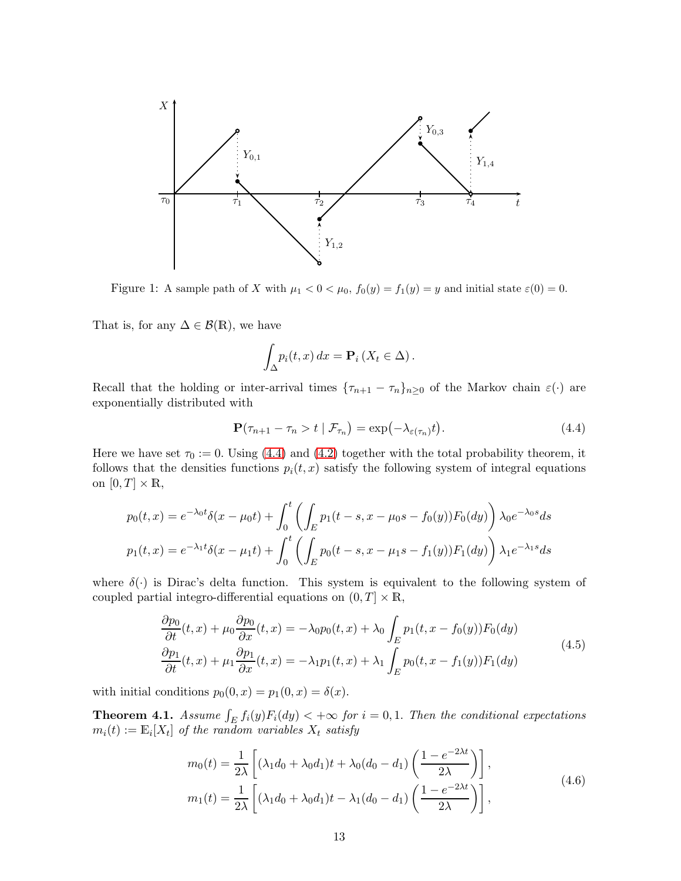Figure 1: A sample path of $X$ with $\mu_1 < 0 < \mu_0$, $f_0(y) = f_1(y) = y$ and initial state $\varepsilon(0) = 0$.

That is, for any $\Delta \in \mathcal{B}(\mathbb{R})$, we have

$$\int_\Delta p_i(t,x)\,dx = \mathbf{P}_i\left(X_t \in \Delta\right).$$

Recall that the holding or inter-arrival times $\{\tau_{n+1} - \tau_n\}_{n\geq 0}$ of the Markov chain $\varepsilon(\cdot)$ are exponentially distributed with

$$\mathbf{P}(\tau_{n+1} - \tau_n > t \mid \mathcal{F}_{\tau_n}) = \exp\bigl(-\lambda_{\varepsilon(\tau_n)} t\bigr). \tag{4.4}$$

Here we have set $\tau_0 := 0$. Using (4.4) and (4.2) together with the total probability theorem, it follows that the densities functions $p_i(t,x)$ satisfy the following system of integral equations on $[0,T] \times \mathbb{R}$,

$$p_0(t,x) = e^{-\lambda_0 t}\delta(x - \mu_0 t) + \int_0^t \left( \int_E p_1(t-s, x - \mu_0 s - f_0(y)) F_0(dy) \right) \lambda_0 e^{-\lambda_0 s} ds$$
$$p_1(t,x) = e^{-\lambda_1 t}\delta(x - \mu_1 t) + \int_0^t \left( \int_E p_0(t-s, x - \mu_1 s - f_1(y)) F_1(dy) \right) \lambda_1 e^{-\lambda_1 s} ds$$

where $\delta(\cdot)$ is Dirac's delta function. This system is equivalent to the following system of coupled partial integro-differential equations on $(0,T] \times \mathbb{R}$,

$$\begin{aligned}
\frac{\partial p_0}{\partial t}(t,x) + \mu_0 \frac{\partial p_0}{\partial x}(t,x) &= -\lambda_0 p_0(t,x) + \lambda_0 \int_E p_1(t, x - f_0(y)) F_0(dy) \\
\frac{\partial p_1}{\partial t}(t,x) + \mu_1 \frac{\partial p_1}{\partial x}(t,x) &= -\lambda_1 p_1(t,x) + \lambda_1 \int_E p_0(t, x - f_1(y)) F_1(dy)
\end{aligned} \tag{4.5}$$

with initial conditions $p_0(0,x) = p_1(0,x) = \delta(x)$.

**Theorem 4.1.** *Assume $\int_E f_i(y) F_i(dy) < +\infty$ for $i = 0,1$. Then the conditional expectations $m_i(t) := \mathbb{E}_i[X_t]$ of the random variables $X_t$ satisfy*

$$\begin{aligned}
m_0(t) &= \frac{1}{2\lambda}\left[ (\lambda_1 d_0 + \lambda_0 d_1)t + \lambda_0(d_0 - d_1)\left( \frac{1 - e^{-2\lambda t}}{2\lambda} \right) \right], \\
m_1(t) &= \frac{1}{2\lambda}\left[ (\lambda_1 d_0 + \lambda_0 d_1)t - \lambda_1(d_0 - d_1)\left( \frac{1 - e^{-2\lambda t}}{2\lambda} \right) \right],
\end{aligned} \tag{4.6}$$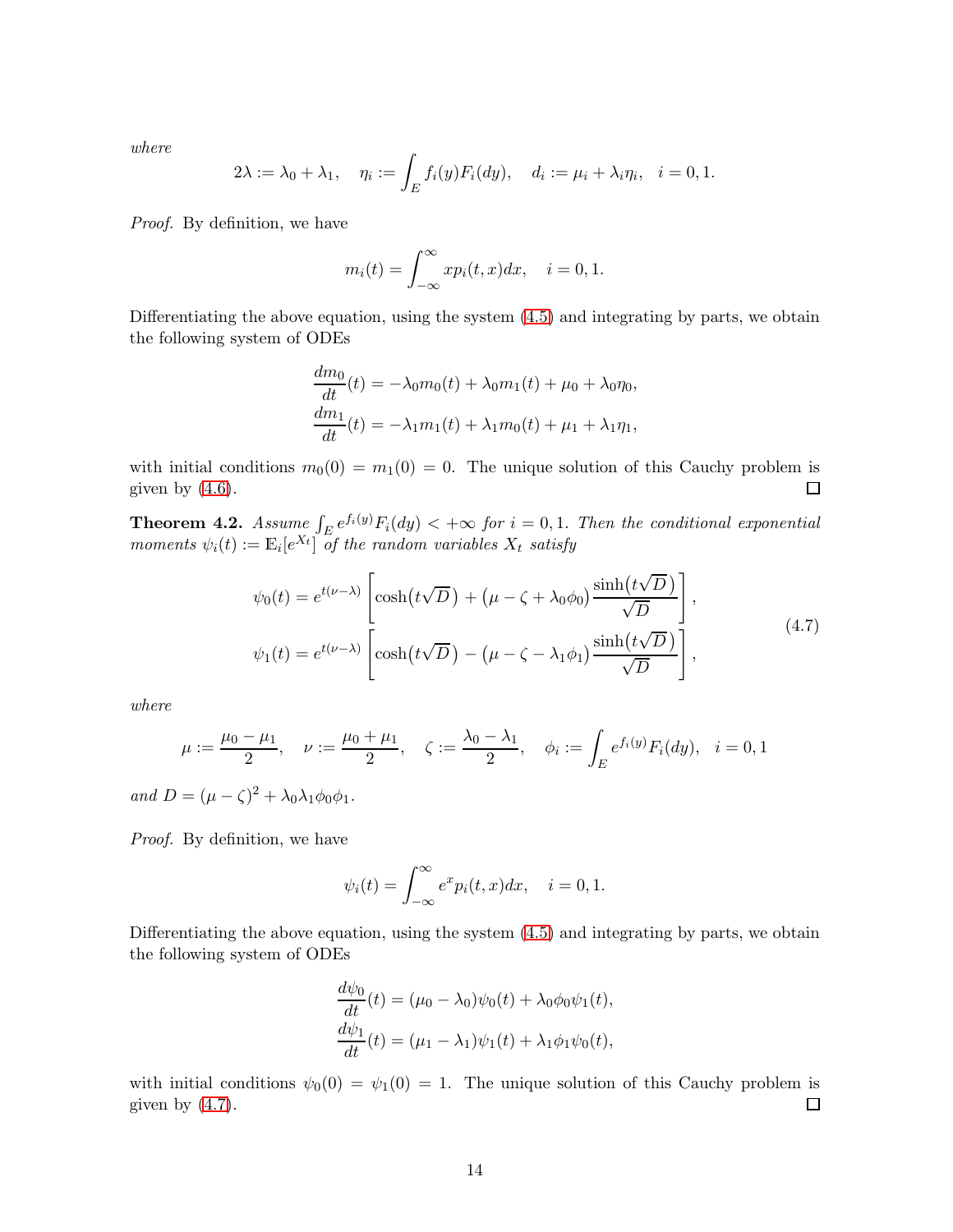*where*

$$
2\lambda := \lambda_0 + \lambda_1, \quad \eta_i := \int_E f_i(y) F_i(dy), \quad d_i := \mu_i + \lambda_i \eta_i, \quad i = 0, 1.
$$

*Proof.* By definition, we have

$$
m_i(t) = \int_{-\infty}^{\infty} x p_i(t, x) dx, \quad i = 0, 1.
$$

Differentiating the above equation, using the system (4.5) and integrating by parts, we obtain the following system of ODEs

$$
\begin{aligned}
\frac{dm_0}{dt}(t) &= -\lambda_0 m_0(t) + \lambda_0 m_1(t) + \mu_0 + \lambda_0 \eta_0, \\
\frac{dm_1}{dt}(t) &= -\lambda_1 m_1(t) + \lambda_1 m_0(t) + \mu_1 + \lambda_1 \eta_1,
\end{aligned}
$$

with initial conditions $m_0(0) = m_1(0) = 0$. The unique solution of this Cauchy problem is given by (4.6). $\square$

**Theorem 4.2.** *Assume* $\int_E e^{f_i(y)} F_i(dy) < +\infty$ *for* $i = 0, 1$. *Then the conditional exponential moments* $\psi_i(t) := \mathbb{E}_i[e^{X_t}]$ *of the random variables* $X_t$ *satisfy*

$$
\begin{aligned}
\psi_0(t) &= e^{t(\nu - \lambda)} \left[ \cosh\big(t\sqrt{D}\big) + \big(\mu - \zeta + \lambda_0 \phi_0\big) \frac{\sinh\big(t\sqrt{D}\big)}{\sqrt{D}} \right], \\
\psi_1(t) &= e^{t(\nu - \lambda)} \left[ \cosh\big(t\sqrt{D}\big) - \big(\mu - \zeta - \lambda_1 \phi_1\big) \frac{\sinh\big(t\sqrt{D}\big)}{\sqrt{D}} \right],
\end{aligned}
\tag{4.7}
$$

*where*

$$
\mu := \frac{\mu_0 - \mu_1}{2}, \quad \nu := \frac{\mu_0 + \mu_1}{2}, \quad \zeta := \frac{\lambda_0 - \lambda_1}{2}, \quad \phi_i := \int_E e^{f_i(y)} F_i(dy), \quad i = 0, 1
$$

*and* $D = (\mu - \zeta)^2 + \lambda_0 \lambda_1 \phi_0 \phi_1$.

*Proof.* By definition, we have

$$
\psi_i(t) = \int_{-\infty}^{\infty} e^x p_i(t, x) dx, \quad i = 0, 1.
$$

Differentiating the above equation, using the system (4.5) and integrating by parts, we obtain the following system of ODEs

$$
\begin{aligned}
\frac{d\psi_0}{dt}(t) &= (\mu_0 - \lambda_0) \psi_0(t) + \lambda_0 \phi_0 \psi_1(t), \\
\frac{d\psi_1}{dt}(t) &= (\mu_1 - \lambda_1) \psi_1(t) + \lambda_1 \phi_1 \psi_0(t),
\end{aligned}
$$

with initial conditions $\psi_0(0) = \psi_1(0) = 1$. The unique solution of this Cauchy problem is given by (4.7). $\square$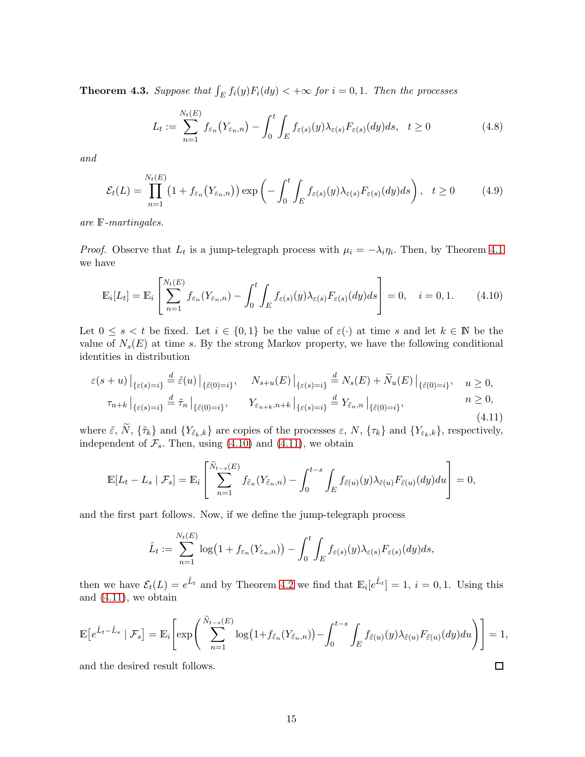**Theorem 4.3.** *Suppose that $\int_E f_i(y)F_i(dy) < +\infty$ for $i = 0, 1$. Then the processes*

$$L_t := \sum_{n=1}^{N_t(E)} f_{\varepsilon_n}(Y_{\varepsilon_n,n}) - \int_0^t \int_E f_{\varepsilon(s)}(y)\lambda_{\varepsilon(s)}F_{\varepsilon(s)}(dy)ds, \quad t \geq 0 \tag{4.8}$$

*and*

$$\mathcal{E}_t(L) = \prod_{n=1}^{N_t(E)} \left(1 + f_{\varepsilon_n}(Y_{\varepsilon_n,n})\right) \exp\left(-\int_0^t \int_E f_{\varepsilon(s)}(y)\lambda_{\varepsilon(s)}F_{\varepsilon(s)}(dy)ds\right), \quad t \geq 0 \tag{4.9}$$

*are $\mathbb{F}$-martingales.*

*Proof.* Observe that $L_t$ is a jump-telegraph process with $\mu_i = -\lambda_i\eta_i$. Then, by Theorem 4.1 we have

$$\mathbb{E}_i[L_t] = \mathbb{E}_i\left[\sum_{n=1}^{N_t(E)} f_{\varepsilon_n}(Y_{\varepsilon_n,n}) - \int_0^t \int_E f_{\varepsilon(s)}(y)\lambda_{\varepsilon(s)}F_{\varepsilon(s)}(dy)ds\right] = 0, \quad i = 0, 1. \tag{4.10}$$

Let $0 \leq s < t$ be fixed. Let $i \in \{0, 1\}$ be the value of $\varepsilon(\cdot)$ at time $s$ and let $k \in \mathbb{N}$ be the value of $N_s(E)$ at time $s$. By the strong Markov property, we have the following conditional identities in distribution

$$\begin{aligned}
\varepsilon(s+u)\big|_{\{\varepsilon(s)=i\}} &\overset{d}{=} \tilde{\varepsilon}(u)\big|_{\{\tilde{\varepsilon}(0)=i\}}, \quad N_{s+u}(E)\big|_{\{\varepsilon(s)=i\}} \overset{d}{=} N_s(E) + \widetilde{N}_u(E)\big|_{\{\tilde{\varepsilon}(0)=i\}}, \quad u \geq 0, \\
\tau_{n+k}\big|_{\{\varepsilon(s)=i\}} &\overset{d}{=} \tilde{\tau}_n\big|_{\{\tilde{\varepsilon}(0)=i\}}, \qquad Y_{\varepsilon_{n+k},n+k}\big|_{\{\varepsilon(s)=i\}} \overset{d}{=} Y_{\tilde{\varepsilon}_n,n}\big|_{\{\tilde{\varepsilon}(0)=i\}}, \qquad n \geq 0,
\end{aligned} \tag{4.11}$$

where $\tilde{\varepsilon}$, $\widetilde{N}$, $\{\tilde{\tau}_k\}$ and $\{Y_{\tilde{\varepsilon}_k,k}\}$ are copies of the processes $\varepsilon$, $N$, $\{\tau_k\}$ and $\{Y_{\varepsilon_k,k}\}$, respectively, independent of $\mathcal{F}_s$. Then, using (4.10) and (4.11), we obtain

$$\mathbb{E}[L_t - L_s \mid \mathcal{F}_s] = \mathbb{E}_i\left[\sum_{n=1}^{\widetilde{N}_{t-s}(E)} f_{\tilde{\varepsilon}_n}(Y_{\tilde{\varepsilon}_n,n}) - \int_0^{t-s} \int_E f_{\tilde{\varepsilon}(u)}(y)\lambda_{\tilde{\varepsilon}(u)}F_{\tilde{\varepsilon}(u)}(dy)du\right] = 0,$$

and the first part follows. Now, if we define the jump-telegraph process

$$\hat{L}_t := \sum_{n=1}^{N_t(E)} \log\left(1 + f_{\varepsilon_n}(Y_{\varepsilon_n,n})\right) - \int_0^t \int_E f_{\varepsilon(s)}(y)\lambda_{\varepsilon(s)}F_{\varepsilon(s)}(dy)ds,$$

then we have $\mathcal{E}_t(L) = e^{\hat{L}_t}$ and by Theorem 4.2 we find that $\mathbb{E}_i[e^{\hat{L}_t}] = 1$, $i = 0, 1$. Using this and (4.11), we obtain

$$\mathbb{E}\left[e^{\hat{L}_t - \hat{L}_s} \mid \mathcal{F}_s\right] = \mathbb{E}_i\left[\exp\left(\sum_{n=1}^{\widetilde{N}_{t-s}(E)} \log\left(1 + f_{\tilde{\varepsilon}_n}(Y_{\tilde{\varepsilon}_n,n})\right) - \int_0^{t-s} \int_E f_{\tilde{\varepsilon}(u)}(y)\lambda_{\tilde{\varepsilon}(u)}F_{\tilde{\varepsilon}(u)}(dy)du\right)\right] = 1,$$

and the desired result follows. □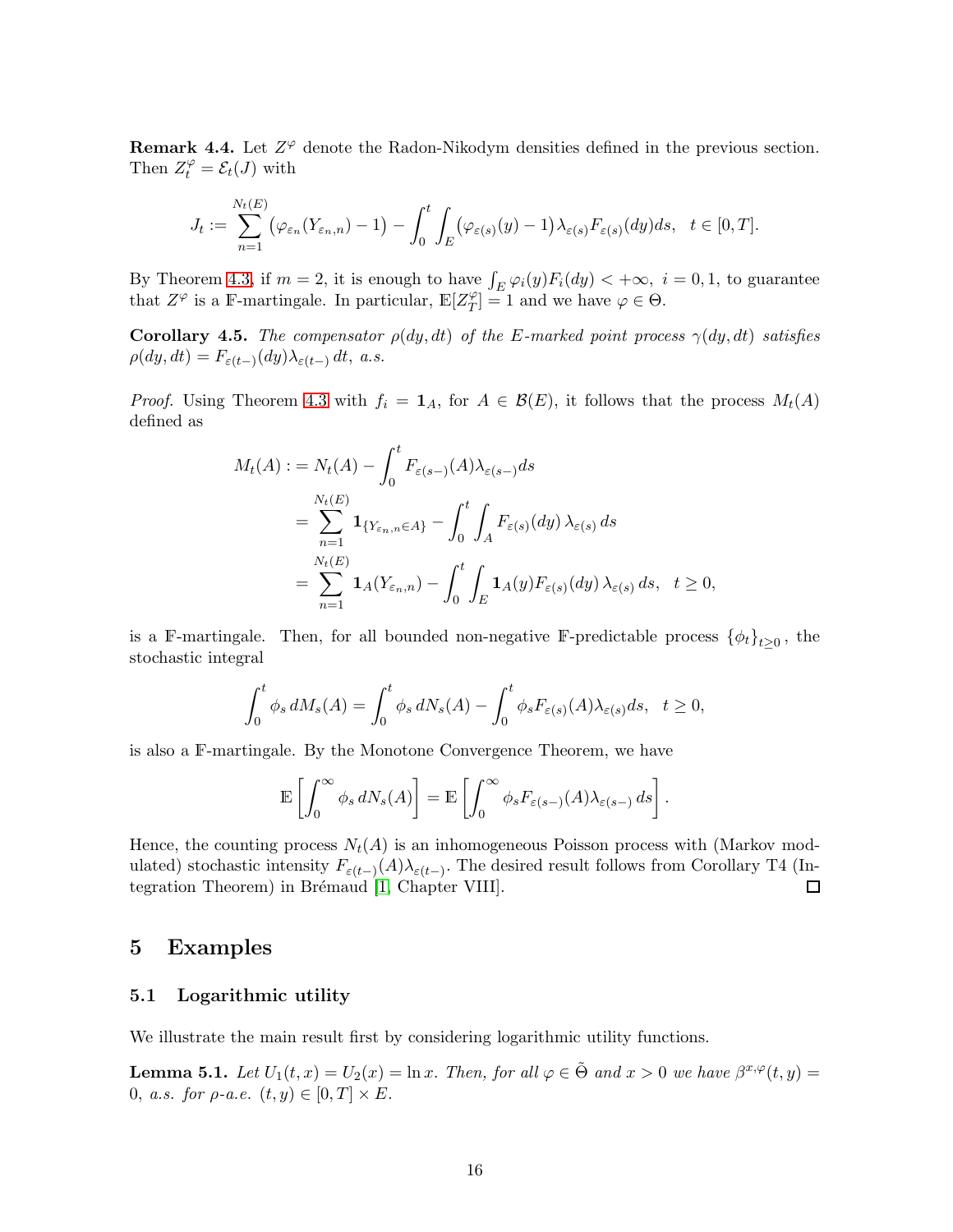**Remark 4.4.** Let $Z^\varphi$ denote the Radon-Nikodym densities defined in the previous section. Then $Z^\varphi_t = \mathcal{E}_t(J)$ with

$$J_t := \sum_{n=1}^{N_t(E)} \big(\varphi_{\varepsilon_n}(Y_{\varepsilon_n,n}) - 1\big) - \int_0^t \int_E \big(\varphi_{\varepsilon(s)}(y) - 1\big) \lambda_{\varepsilon(s)} F_{\varepsilon(s)}(dy) ds, \quad t \in [0,T].$$

By Theorem 4.3, if $m = 2$, it is enough to have $\int_E \varphi_i(y) F_i(dy) < +\infty$, $i = 0, 1$, to guarantee that $Z^\varphi$ is a $\mathbb{F}$-martingale. In particular, $\mathbb{E}[Z^\varphi_T] = 1$ and we have $\varphi \in \Theta$.

**Corollary 4.5.** *The compensator $\rho(dy, dt)$ of the $E$-marked point process $\gamma(dy, dt)$ satisfies $\rho(dy, dt) = F_{\varepsilon(t-)}(dy)\lambda_{\varepsilon(t-)}\, dt$, a.s.*

*Proof.* Using Theorem 4.3 with $f_i = \mathbf{1}_A$, for $A \in \mathcal{B}(E)$, it follows that the process $M_t(A)$ defined as

$$\begin{aligned}
M_t(A) : &= N_t(A) - \int_0^t F_{\varepsilon(s-)}(A) \lambda_{\varepsilon(s-)} ds \\
&= \sum_{n=1}^{N_t(E)} \mathbf{1}_{\{Y_{\varepsilon_n,n} \in A\}} - \int_0^t \int_A F_{\varepsilon(s)}(dy)\, \lambda_{\varepsilon(s)}\, ds \\
&= \sum_{n=1}^{N_t(E)} \mathbf{1}_A(Y_{\varepsilon_n,n}) - \int_0^t \int_E \mathbf{1}_A(y) F_{\varepsilon(s)}(dy)\, \lambda_{\varepsilon(s)}\, ds, \quad t \geq 0,
\end{aligned}$$

is a $\mathbb{F}$-martingale. Then, for all bounded non-negative $\mathbb{F}$-predictable process $\{\phi_t\}_{t\geq 0}$, the stochastic integral

$$\int_0^t \phi_s\, dM_s(A) = \int_0^t \phi_s\, dN_s(A) - \int_0^t \phi_s F_{\varepsilon(s)}(A) \lambda_{\varepsilon(s)} ds, \quad t \geq 0,$$

is also a $\mathbb{F}$-martingale. By the Monotone Convergence Theorem, we have

$$\mathbb{E}\left[\int_0^\infty \phi_s\, dN_s(A)\right] = \mathbb{E}\left[\int_0^\infty \phi_s F_{\varepsilon(s-)}(A) \lambda_{\varepsilon(s-)}\, ds\right].$$

Hence, the counting process $N_t(A)$ is an inhomogeneous Poisson process with (Markov modulated) stochastic intensity $F_{\varepsilon(t-)}(A)\lambda_{\varepsilon(t-)}$. The desired result follows from Corollary T4 (Integration Theorem) in Brémaud [1, Chapter VIII]. ◻

## 5 Examples

### 5.1 Logarithmic utility

We illustrate the main result first by considering logarithmic utility functions.

**Lemma 5.1.** *Let $U_1(t, x) = U_2(x) = \ln x$. Then, for all $\varphi \in \tilde{\Theta}$ and $x > 0$ we have $\beta^{x,\varphi}(t, y) = 0$, a.s. for $\rho$-a.e. $(t, y) \in [0, T] \times E$.*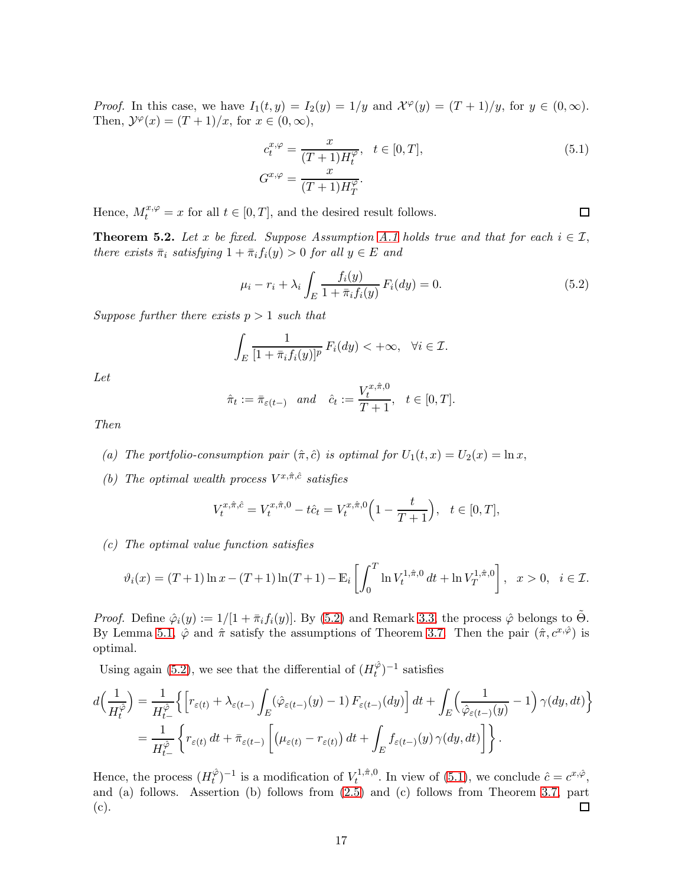*Proof.* In this case, we have $I_1(t,y) = I_2(y) = 1/y$ and $\mathcal{X}^\varphi(y) = (T+1)/y$, for $y \in (0,\infty)$. Then, $\mathcal{Y}^\varphi(x) = (T+1)/x$, for $x \in (0,\infty)$,

$$
\begin{aligned}
c_t^{x,\varphi} &= \frac{x}{(T+1)H_t^\varphi}, \quad t \in [0,T], \\
G^{x,\varphi} &= \frac{x}{(T+1)H_T^\varphi}.
\end{aligned}
\tag{5.1}
$$

Hence, $M_t^{x,\varphi} = x$ for all $t \in [0,T]$, and the desired result follows. ◻

**Theorem 5.2.** *Let $x$ be fixed. Suppose Assumption A.1 holds true and that for each $i \in \mathcal{I}$, there exists $\bar{\pi}_i$ satisfying $1 + \bar{\pi}_i f_i(y) > 0$ for all $y \in E$ and*

$$
\mu_i - r_i + \lambda_i \int_E \frac{f_i(y)}{1 + \bar{\pi}_i f_i(y)}\, F_i(dy) = 0. \tag{5.2}
$$

*Suppose further there exists $p > 1$ such that*

$$
\int_E \frac{1}{[1 + \bar{\pi}_i f_i(y)]^p}\, F_i(dy) < +\infty, \quad \forall i \in \mathcal{I}.
$$

*Let*

$$
\hat{\pi}_t := \bar{\pi}_{\varepsilon(t-)} \quad \text{and} \quad \hat{c}_t := \frac{V_t^{x,\hat{\pi},0}}{T+1}, \quad t \in [0,T].
$$

*Then*

*(a) The portfolio-consumption pair $(\hat{\pi}, \hat{c})$ is optimal for $U_1(t,x) = U_2(x) = \ln x$,*

*(b) The optimal wealth process $V^{x,\hat{\pi},\hat{c}}$ satisfies*

$$
V_t^{x,\hat{\pi},\hat{c}} = V_t^{x,\hat{\pi},0} - t\hat{c}_t = V_t^{x,\hat{\pi},0}\Big(1 - \frac{t}{T+1}\Big), \quad t \in [0,T],
$$

*(c) The optimal value function satisfies*

$$
\vartheta_i(x) = (T+1)\ln x - (T+1)\ln(T+1) - \mathbb{E}_i\left[\int_0^T \ln V_t^{1,\hat{\pi},0}\, dt + \ln V_T^{1,\hat{\pi},0}\right], \quad x > 0, \quad i \in \mathcal{I}.
$$

*Proof.* Define $\hat{\varphi}_i(y) := 1/[1 + \bar{\pi}_i f_i(y)]$. By (5.2) and Remark 3.3, the process $\hat{\varphi}$ belongs to $\tilde{\Theta}$. By Lemma 5.1, $\hat{\varphi}$ and $\hat{\pi}$ satisfy the assumptions of Theorem 3.7. Then the pair $(\hat{\pi}, c^{x,\hat{\varphi}})$ is optimal.

Using again (5.2), we see that the differential of $(H_t^{\hat{\varphi}})^{-1}$ satisfies

$$
\begin{aligned}
d\Big(\frac{1}{H_t^{\hat{\varphi}}}\Big) &= \frac{1}{H_{t-}^{\hat{\varphi}}}\Big\{\Big[r_{\varepsilon(t)} + \lambda_{\varepsilon(t-)}\int_E (\hat{\varphi}_{\varepsilon(t-)}(y) - 1)\, F_{\varepsilon(t-)}(dy)\Big]\, dt + \int_E \Big(\frac{1}{\hat{\varphi}_{\varepsilon(t-)}(y)} - 1\Big)\, \gamma(dy, dt)\Big\} \\
&= \frac{1}{H_{t-}^{\hat{\varphi}}}\Big\{r_{\varepsilon(t)}\, dt + \bar{\pi}_{\varepsilon(t-)}\Big[\big(\mu_{\varepsilon(t)} - r_{\varepsilon(t)}\big)\, dt + \int_E f_{\varepsilon(t-)}(y)\, \gamma(dy, dt)\Big]\Big\}.
\end{aligned}
$$

Hence, the process $(H_t^{\hat{\varphi}})^{-1}$ is a modification of $V_t^{1,\hat{\pi},0}$. In view of (5.1), we conclude $\hat{c} = c^{x,\hat{\varphi}}$, and (a) follows. Assertion (b) follows from (2.5) and (c) follows from Theorem 3.7, part (c). ◻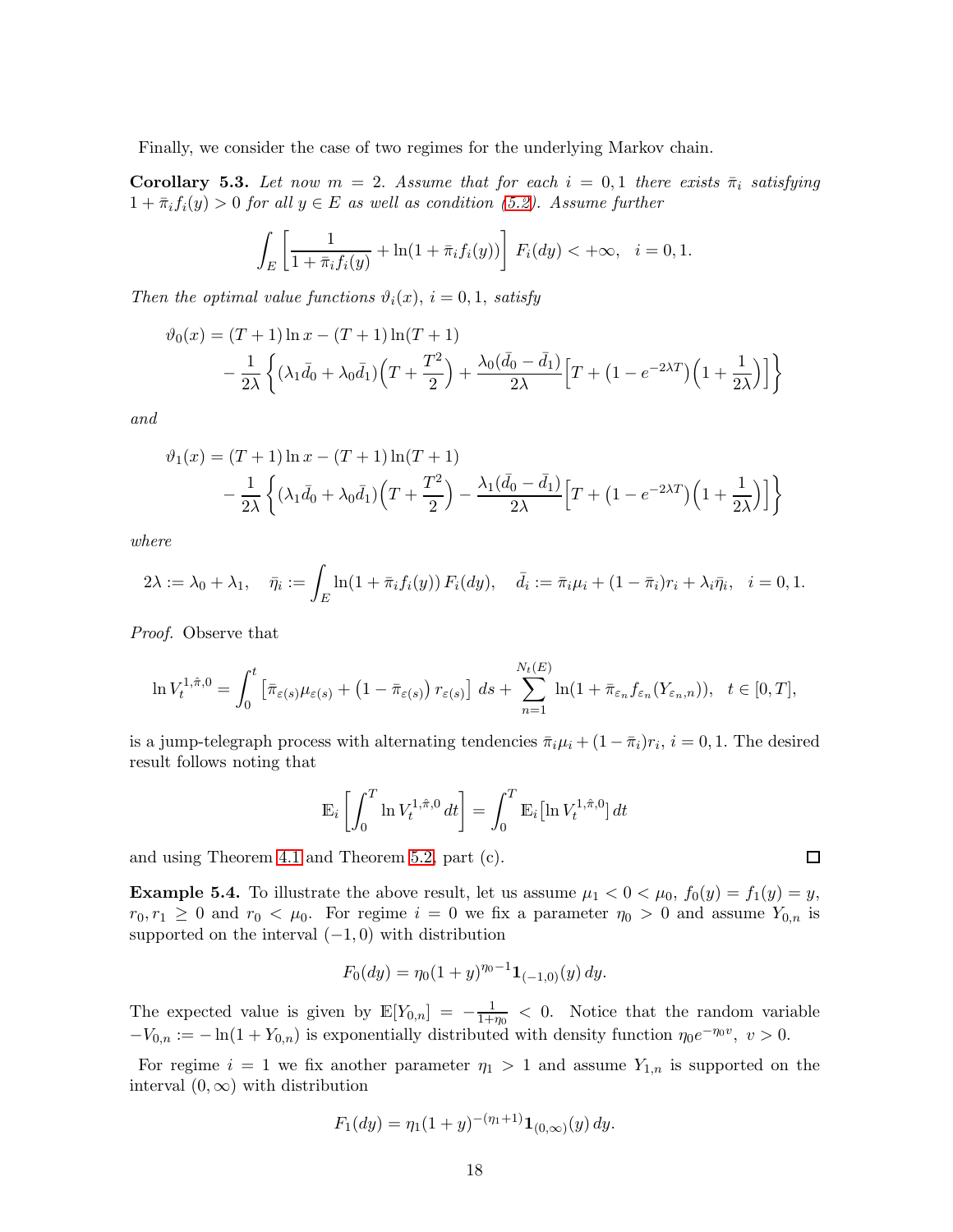Finally, we consider the case of two regimes for the underlying Markov chain.

**Corollary 5.3.** *Let now $m = 2$. Assume that for each $i = 0, 1$ there exists $\bar{\pi}_i$ satisfying $1 + \bar{\pi}_i f_i(y) > 0$ for all $y \in E$ as well as condition (5.2). Assume further*

$$\int_E \left[ \frac{1}{1 + \bar{\pi}_i f_i(y)} + \ln(1 + \bar{\pi}_i f_i(y)) \right] F_i(dy) < +\infty, \quad i = 0, 1.$$

*Then the optimal value functions $\vartheta_i(x)$, $i = 0, 1$, satisfy*

$$\begin{aligned}\vartheta_0(x) &= (T+1)\ln x - (T+1)\ln(T+1) \\ &\quad - \frac{1}{2\lambda}\left\{ (\lambda_1 \bar{d}_0 + \lambda_0 \bar{d}_1)\Big(T + \frac{T^2}{2}\Big) + \frac{\lambda_0(\bar{d}_0 - \bar{d}_1)}{2\lambda}\Big[T + \big(1 - e^{-2\lambda T}\big)\Big(1 + \frac{1}{2\lambda}\Big)\Big] \right\}\end{aligned}$$

*and*

$$\begin{aligned}\vartheta_1(x) &= (T+1)\ln x - (T+1)\ln(T+1) \\ &\quad - \frac{1}{2\lambda}\left\{ (\lambda_1 \bar{d}_0 + \lambda_0 \bar{d}_1)\Big(T + \frac{T^2}{2}\Big) - \frac{\lambda_1(\bar{d}_0 - \bar{d}_1)}{2\lambda}\Big[T + \big(1 - e^{-2\lambda T}\big)\Big(1 + \frac{1}{2\lambda}\Big)\Big] \right\}\end{aligned}$$

*where*

$$2\lambda := \lambda_0 + \lambda_1, \quad \bar{\eta}_i := \int_E \ln(1 + \bar{\pi}_i f_i(y))\, F_i(dy), \quad \bar{d}_i := \bar{\pi}_i \mu_i + (1 - \bar{\pi}_i) r_i + \lambda_i \bar{\eta}_i, \quad i = 0, 1.$$

*Proof.* Observe that

$$\ln V_t^{1,\hat{\pi},0} = \int_0^t \left[ \bar{\pi}_{\varepsilon(s)} \mu_{\varepsilon(s)} + \left(1 - \bar{\pi}_{\varepsilon(s)}\right) r_{\varepsilon(s)} \right] ds + \sum_{n=1}^{N_t(E)} \ln(1 + \bar{\pi}_{\varepsilon_n} f_{\varepsilon_n}(Y_{\varepsilon_n,n})), \quad t \in [0, T],$$

is a jump-telegraph process with alternating tendencies $\bar{\pi}_i \mu_i + (1 - \bar{\pi}_i) r_i$, $i = 0, 1$. The desired result follows noting that

$$\mathbb{E}_i \left[ \int_0^T \ln V_t^{1,\hat{\pi},0}\, dt \right] = \int_0^T \mathbb{E}_i \big[\ln V_t^{1,\hat{\pi},0}\big]\, dt$$

and using Theorem 4.1 and Theorem 5.2, part (c). ∎

**Example 5.4.** To illustrate the above result, let us assume $\mu_1 < 0 < \mu_0$, $f_0(y) = f_1(y) = y$, $r_0, r_1 \geq 0$ and $r_0 < \mu_0$. For regime $i = 0$ we fix a parameter $\eta_0 > 0$ and assume $Y_{0,n}$ is supported on the interval $(-1, 0)$ with distribution

$$F_0(dy) = \eta_0 (1 + y)^{\eta_0 - 1} \mathbf{1}_{(-1,0)}(y)\, dy.$$

The expected value is given by $\mathbb{E}[Y_{0,n}] = -\frac{1}{1+\eta_0} < 0$. Notice that the random variable $-V_{0,n} := -\ln(1 + Y_{0,n})$ is exponentially distributed with density function $\eta_0 e^{-\eta_0 v}$, $v > 0$.

For regime $i = 1$ we fix another parameter $\eta_1 > 1$ and assume $Y_{1,n}$ is supported on the interval $(0, \infty)$ with distribution

$$F_1(dy) = \eta_1 (1 + y)^{-(\eta_1 + 1)} \mathbf{1}_{(0,\infty)}(y)\, dy.$$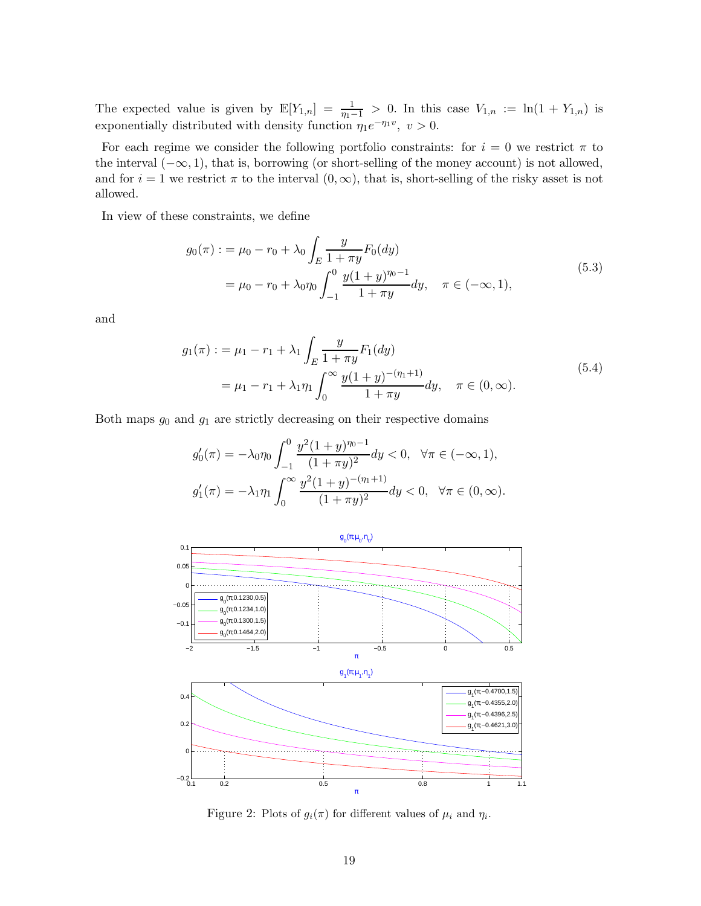The expected value is given by $\mathbb{E}[Y_{1,n}] = \frac{1}{\eta_1 - 1} > 0$. In this case $V_{1,n} := \ln(1 + Y_{1,n})$ is exponentially distributed with density function $\eta_1 e^{-\eta_1 v},\ v > 0$.

For each regime we consider the following portfolio constraints: for $i = 0$ we restrict $\pi$ to the interval $(-\infty, 1)$, that is, borrowing (or short-selling of the money account) is not allowed, and for $i = 1$ we restrict $\pi$ to the interval $(0, \infty)$, that is, short-selling of the risky asset is not allowed.

In view of these constraints, we define

$$
\begin{aligned}
g_0(\pi) &:= \mu_0 - r_0 + \lambda_0 \int_E \frac{y}{1 + \pi y} F_0(dy) \\
&= \mu_0 - r_0 + \lambda_0 \eta_0 \int_{-1}^{0} \frac{y(1+y)^{\eta_0 - 1}}{1 + \pi y} dy, \quad \pi \in (-\infty, 1),
\end{aligned}
\tag{5.3}
$$

and

$$
\begin{aligned}
g_1(\pi) &:= \mu_1 - r_1 + \lambda_1 \int_E \frac{y}{1 + \pi y} F_1(dy) \\
&= \mu_1 - r_1 + \lambda_1 \eta_1 \int_{0}^{\infty} \frac{y(1+y)^{-(\eta_1 + 1)}}{1 + \pi y} dy, \quad \pi \in (0, \infty).
\end{aligned}
\tag{5.4}
$$

Both maps $g_0$ and $g_1$ are strictly decreasing on their respective domains

$$
g_0'(\pi) = -\lambda_0 \eta_0 \int_{-1}^{0} \frac{y^2 (1+y)^{\eta_0 - 1}}{(1 + \pi y)^2} dy < 0, \quad \forall \pi \in (-\infty, 1),
$$

$$
g_1'(\pi) = -\lambda_1 \eta_1 \int_{0}^{\infty} \frac{y^2 (1+y)^{-(\eta_1 + 1)}}{(1 + \pi y)^2} dy < 0, \quad \forall \pi \in (0, \infty).
$$

Figure 2: Plots of $g_i(\pi)$ for different values of $\mu_i$ and $\eta_i$.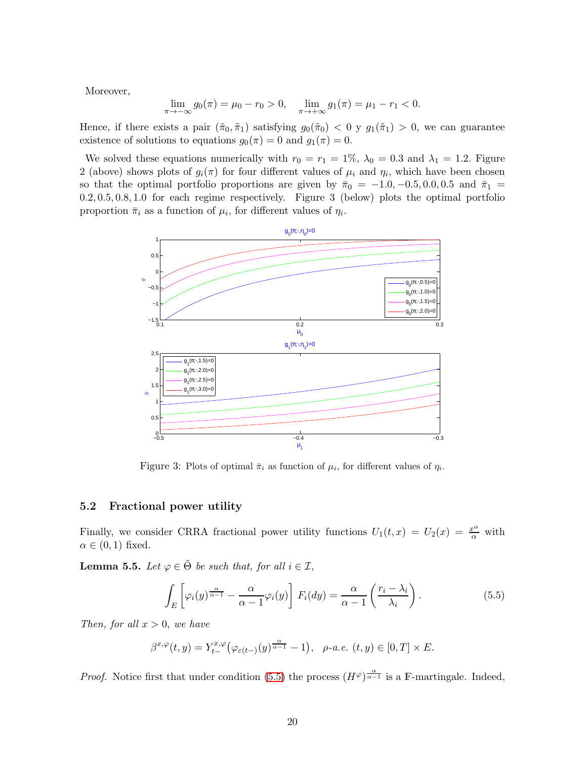Moreover,

$$\lim_{\pi\to-\infty} g_0(\pi) = \mu_0 - r_0 > 0, \quad \lim_{\pi\to+\infty} g_1(\pi) = \mu_1 - r_1 < 0.$$

Hence, if there exists a pair $(\tilde{\pi}_0, \tilde{\pi}_1)$ satisfying $g_0(\tilde{\pi}_0) < 0$ y $g_1(\tilde{\pi}_1) > 0$, we can guarantee existence of solutions to equations $g_0(\pi) = 0$ and $g_1(\pi) = 0$.

We solved these equations numerically with $r_0 = r_1 = 1\%$, $\lambda_0 = 0.3$ and $\lambda_1 = 1.2$. Figure 2 (above) shows plots of $g_i(\pi)$ for four different values of $\mu_i$ and $\eta_i$, which have been chosen so that the optimal portfolio proportions are given by $\bar{\pi}_0 = -1.0, -0.5, 0.0, 0.5$ and $\bar{\pi}_1 = 0.2, 0.5, 0.8, 1.0$ for each regime respectively. Figure 3 (below) plots the optimal portfolio proportion $\bar{\pi}_i$ as a function of $\mu_i$, for different values of $\eta_i$.

Figure 3: Plots of optimal $\bar{\pi}_i$ as function of $\mu_i$, for different values of $\eta_i$.

## 5.2 Fractional power utility

Finally, we consider CRRA fractional power utility functions $U_1(t,x) = U_2(x) = \frac{x^\alpha}{\alpha}$ with $\alpha \in (0,1)$ fixed.

**Lemma 5.5.** *Let $\varphi \in \tilde{\Theta}$ be such that, for all $i \in \mathcal{I}$,*

$$\int_E \left[\varphi_i(y)^{\frac{\alpha}{\alpha-1}} - \frac{\alpha}{\alpha-1}\varphi_i(y)\right] F_i(dy) = \frac{\alpha}{\alpha-1}\left(\frac{r_i - \lambda_i}{\lambda_i}\right). \tag{5.5}$$

*Then, for all $x > 0$, we have*

$$\beta^{x,\varphi}(t,y) = Y^{x,\varphi}_{t-}\big(\varphi_{\varepsilon(t-)}(y)^{\frac{\alpha}{\alpha-1}} - 1\big), \quad \rho\text{-a.e. } (t,y) \in [0,T] \times E.$$

*Proof.* Notice first that under condition (5.5) the process $(H^\varphi)^{\frac{\alpha}{\alpha-1}}$ is a $\mathbb{F}$-martingale. Indeed,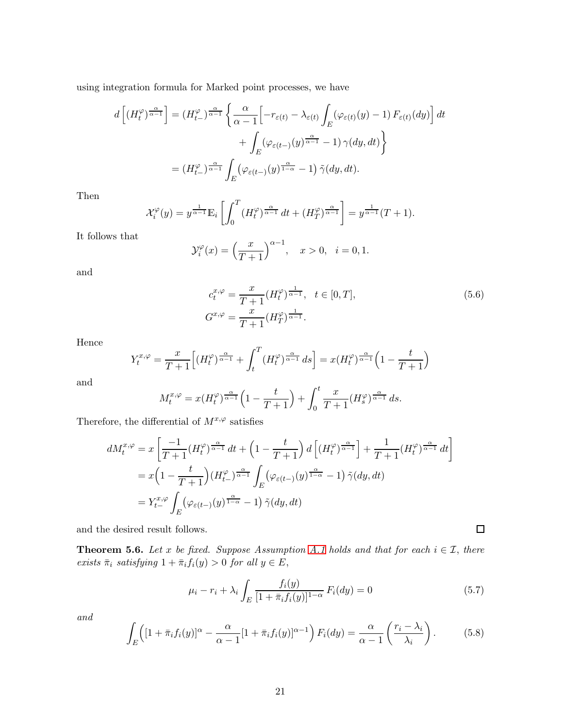using integration formula for Marked point processes, we have

$$
\begin{aligned}
d\left[(H_t^{\varphi})^{\frac{\alpha}{\alpha-1}}\right] &= (H_{t-}^{\varphi})^{\frac{\alpha}{\alpha-1}} \left\{ \frac{\alpha}{\alpha-1}\Big[-r_{\varepsilon(t)} - \lambda_{\varepsilon(t)} \int_E (\varphi_{\varepsilon(t)}(y) - 1)\, F_{\varepsilon(t)}(dy)\Big]\, dt \right. \\
&\qquad \left. + \int_E (\varphi_{\varepsilon(t-)}(y)^{\frac{\alpha}{\alpha-1}} - 1)\, \gamma(dy, dt) \right\} \\
&= (H_{t-}^{\varphi})^{\frac{\alpha}{\alpha-1}} \int_E \big(\varphi_{\varepsilon(t-)}(y)^{\frac{\alpha}{1-\alpha}} - 1\big)\, \tilde{\gamma}(dy, dt).
\end{aligned}
$$

Then

$$
\mathcal{X}_i^{\varphi}(y) = y^{\frac{1}{\alpha-1}} \mathbb{E}_i \left[ \int_0^T (H_t^{\varphi})^{\frac{\alpha}{\alpha-1}}\, dt + (H_T^{\varphi})^{\frac{\alpha}{\alpha-1}} \right] = y^{\frac{1}{\alpha-1}}(T+1).
$$

It follows that

$$
\mathcal{Y}_i^{\varphi}(x) = \Big(\frac{x}{T+1}\Big)^{\alpha-1}, \quad x > 0, \quad i = 0, 1.
$$

and

$$
\begin{aligned}
c_t^{x,\varphi} &= \frac{x}{T+1}(H_t^{\varphi})^{\frac{1}{\alpha-1}}, \quad t \in [0, T], \\
G^{x,\varphi} &= \frac{x}{T+1}(H_T^{\varphi})^{\frac{1}{\alpha-1}}.
\end{aligned} \tag{5.6}
$$

Hence

$$
Y_t^{x,\varphi} = \frac{x}{T+1}\Big[(H_t^{\varphi})^{\frac{\alpha}{\alpha-1}} + \int_t^T (H_t^{\varphi})^{\frac{\alpha}{\alpha-1}}\, ds\Big] = x(H_t^{\varphi})^{\frac{\alpha}{\alpha-1}}\Big(1 - \frac{t}{T+1}\Big)
$$

and

$$
M_t^{x,\varphi} = x(H_t^{\varphi})^{\frac{\alpha}{\alpha-1}}\Big(1 - \frac{t}{T+1}\Big) + \int_0^t \frac{x}{T+1}(H_s^{\varphi})^{\frac{\alpha}{\alpha-1}}\, ds.
$$

Therefore, the differential of $M^{x,\varphi}$ satisfies

$$
\begin{aligned}
dM_t^{x,\varphi} &= x\left[ \frac{-1}{T+1}(H_t^{\varphi})^{\frac{\alpha}{\alpha-1}}\, dt + \Big(1 - \frac{t}{T+1}\Big)\, d\left[(H_t^{\varphi})^{\frac{\alpha}{\alpha-1}}\right] + \frac{1}{T+1}(H_t^{\varphi})^{\frac{\alpha}{\alpha-1}}\, dt \right] \\
&= x\Big(1 - \frac{t}{T+1}\Big)(H_{t-}^{\varphi})^{\frac{\alpha}{\alpha-1}} \int_E \big(\varphi_{\varepsilon(t-)}(y)^{\frac{\alpha}{1-\alpha}} - 1\big)\, \tilde{\gamma}(dy, dt) \\
&= Y_{t-}^{x,\varphi} \int_E \big(\varphi_{\varepsilon(t-)}(y)^{\frac{\alpha}{1-\alpha}} - 1\big)\, \tilde{\gamma}(dy, dt)
\end{aligned}
$$

and the desired result follows. □

**Theorem 5.6.** *Let $x$ be fixed. Suppose Assumption A.1 holds and that for each $i \in \mathcal{I}$, there exists $\bar{\pi}_i$ satisfying $1 + \bar{\pi}_i f_i(y) > 0$ for all $y \in E$,*

$$
\mu_i - r_i + \lambda_i \int_E \frac{f_i(y)}{[1 + \bar{\pi}_i f_i(y)]^{1-\alpha}}\, F_i(dy) = 0 \tag{5.7}
$$

*and*

$$
\int_E \Big( [1 + \bar{\pi}_i f_i(y)]^{\alpha} - \frac{\alpha}{\alpha-1}[1 + \bar{\pi}_i f_i(y)]^{\alpha-1} \Big)\, F_i(dy) = \frac{\alpha}{\alpha-1}\left(\frac{r_i - \lambda_i}{\lambda_i}\right). \tag{5.8}
$$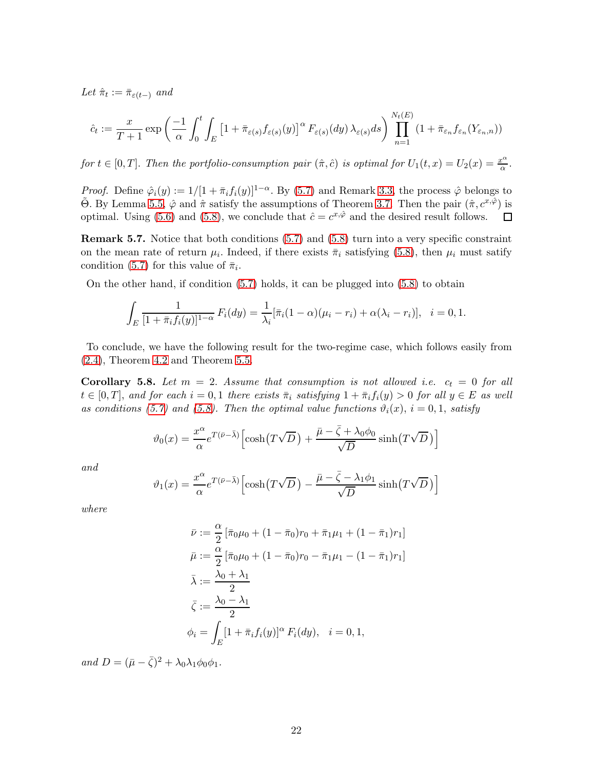*Let* $\hat{\pi}_t := \bar{\pi}_{\varepsilon(t-)}$ *and*

$$\hat{c}_t := \frac{x}{T+1} \exp\left( \frac{-1}{\alpha} \int_0^t \int_E \left[1 + \bar{\pi}_{\varepsilon(s)} f_{\varepsilon(s)}(y)\right]^\alpha F_{\varepsilon(s)}(dy)\, \lambda_{\varepsilon(s)} ds \right) \prod_{n=1}^{N_t(E)} \left(1 + \bar{\pi}_{\varepsilon_n} f_{\varepsilon_n}(Y_{\varepsilon_n,n})\right)$$

*for* $t \in [0,T]$. *Then the portfolio-consumption pair* $(\hat{\pi}, \hat{c})$ *is optimal for* $U_1(t,x) = U_2(x) = \frac{x^\alpha}{\alpha}$.

*Proof.* Define $\hat{\varphi}_i(y) := 1/[1 + \bar{\pi}_i f_i(y)]^{1-\alpha}$. By (5.7) and Remark 3.3, the process $\hat{\varphi}$ belongs to $\tilde{\Theta}$. By Lemma 5.5, $\hat{\varphi}$ and $\hat{\pi}$ satisfy the assumptions of Theorem 3.7. Then the pair $(\hat{\pi}, c^{x,\hat{\varphi}})$ is optimal. Using (5.6) and (5.8), we conclude that $\hat{c} = c^{x,\hat{\varphi}}$ and the desired result follows. $\square$

**Remark 5.7.** Notice that both conditions (5.7) and (5.8) turn into a very specific constraint on the mean rate of return $\mu_i$. Indeed, if there exists $\bar{\pi}_i$ satisfying (5.8), then $\mu_i$ must satify condition (5.7) for this value of $\bar{\pi}_i$.

On the other hand, if condition (5.7) holds, it can be plugged into (5.8) to obtain

$$\int_E \frac{1}{[1 + \bar{\pi}_i f_i(y)]^{1-\alpha}} F_i(dy) = \frac{1}{\lambda_i}[\bar{\pi}_i(1-\alpha)(\mu_i - r_i) + \alpha(\lambda_i - r_i)], \quad i = 0, 1.$$

To conclude, we have the following result for the two-regime case, which follows easily from (2.4), Theorem 4.2 and Theorem 5.5.

**Corollary 5.8.** *Let* $m = 2$. *Assume that consumption is not allowed i.e.* $c_t = 0$ *for all* $t \in [0,T]$, *and for each* $i = 0, 1$ *there exists* $\bar{\pi}_i$ *satisfying* $1 + \bar{\pi}_i f_i(y) > 0$ *for all* $y \in E$ *as well as conditions (5.7) and (5.8). Then the optimal value functions* $\vartheta_i(x)$, $i = 0, 1$, *satisfy*

$$\vartheta_0(x) = \frac{x^\alpha}{\alpha} e^{T(\bar{\nu} - \bar{\lambda})} \Big[\cosh\big(T\sqrt{D}\big) + \frac{\bar{\mu} - \bar{\zeta} + \lambda_0 \phi_0}{\sqrt{D}} \sinh\big(T\sqrt{D}\big)\Big]$$

*and*

$$\vartheta_1(x) = \frac{x^\alpha}{\alpha} e^{T(\bar{\nu} - \bar{\lambda})} \Big[\cosh\big(T\sqrt{D}\big) - \frac{\bar{\mu} - \bar{\zeta} - \lambda_1 \phi_1}{\sqrt{D}} \sinh\big(T\sqrt{D}\big)\Big]$$

*where*

$$\begin{aligned}
\bar{\nu} &:= \frac{\alpha}{2}\left[\bar{\pi}_0 \mu_0 + (1 - \bar{\pi}_0) r_0 + \bar{\pi}_1 \mu_1 + (1 - \bar{\pi}_1) r_1\right] \\
\bar{\mu} &:= \frac{\alpha}{2}\left[\bar{\pi}_0 \mu_0 + (1 - \bar{\pi}_0) r_0 - \bar{\pi}_1 \mu_1 - (1 - \bar{\pi}_1) r_1\right] \\
\bar{\lambda} &:= \frac{\lambda_0 + \lambda_1}{2} \\
\bar{\zeta} &:= \frac{\lambda_0 - \lambda_1}{2} \\
\phi_i &= \int_E [1 + \bar{\pi}_i f_i(y)]^\alpha F_i(dy), \quad i = 0, 1,
\end{aligned}$$

*and* $D = (\bar{\mu} - \bar{\zeta})^2 + \lambda_0 \lambda_1 \phi_0 \phi_1$.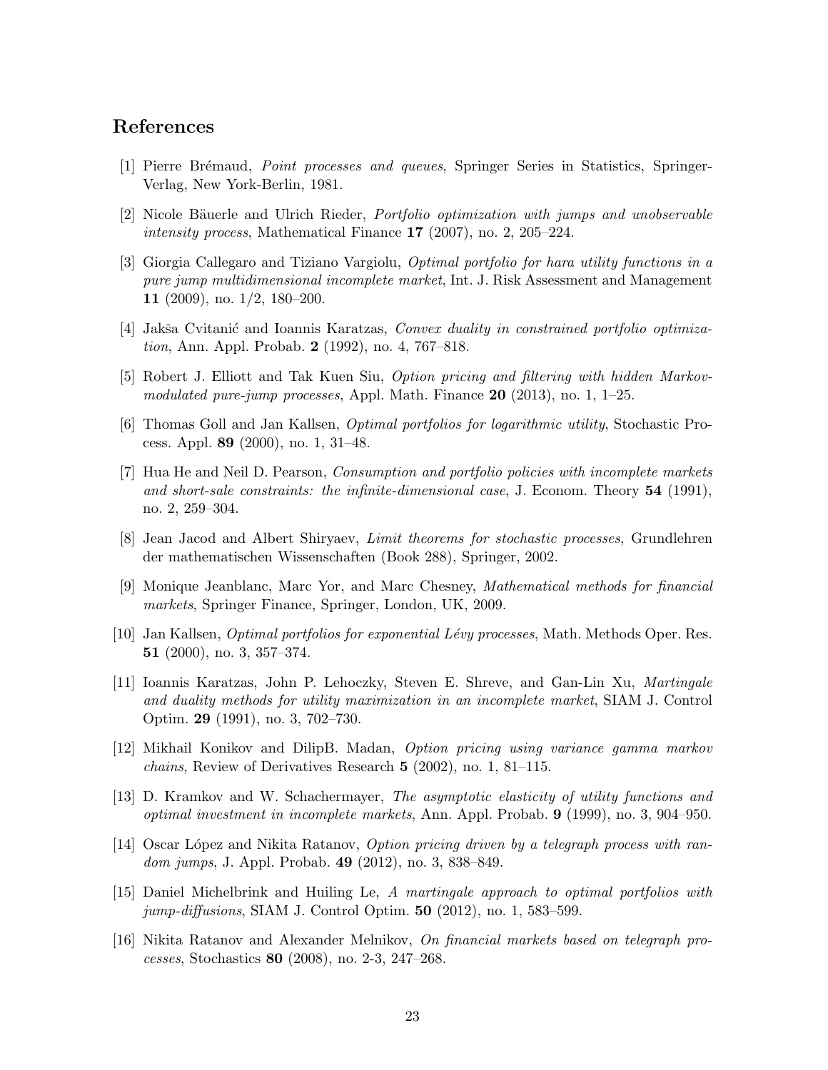## References

[1] Pierre Brémaud, *Point processes and queues*, Springer Series in Statistics, Springer-Verlag, New York-Berlin, 1981.

[2] Nicole Bäuerle and Ulrich Rieder, *Portfolio optimization with jumps and unobservable intensity process*, Mathematical Finance **17** (2007), no. 2, 205–224.

[3] Giorgia Callegaro and Tiziano Vargiolu, *Optimal portfolio for hara utility functions in a pure jump multidimensional incomplete market*, Int. J. Risk Assessment and Management **11** (2009), no. 1/2, 180–200.

[4] Jakša Cvitanić and Ioannis Karatzas, *Convex duality in constrained portfolio optimization*, Ann. Appl. Probab. **2** (1992), no. 4, 767–818.

[5] Robert J. Elliott and Tak Kuen Siu, *Option pricing and filtering with hidden Markov-modulated pure-jump processes*, Appl. Math. Finance **20** (2013), no. 1, 1–25.

[6] Thomas Goll and Jan Kallsen, *Optimal portfolios for logarithmic utility*, Stochastic Process. Appl. **89** (2000), no. 1, 31–48.

[7] Hua He and Neil D. Pearson, *Consumption and portfolio policies with incomplete markets and short-sale constraints: the infinite-dimensional case*, J. Econom. Theory **54** (1991), no. 2, 259–304.

[8] Jean Jacod and Albert Shiryaev, *Limit theorems for stochastic processes*, Grundlehren der mathematischen Wissenschaften (Book 288), Springer, 2002.

[9] Monique Jeanblanc, Marc Yor, and Marc Chesney, *Mathematical methods for financial markets*, Springer Finance, Springer, London, UK, 2009.

[10] Jan Kallsen, *Optimal portfolios for exponential Lévy processes*, Math. Methods Oper. Res. **51** (2000), no. 3, 357–374.

[11] Ioannis Karatzas, John P. Lehoczky, Steven E. Shreve, and Gan-Lin Xu, *Martingale and duality methods for utility maximization in an incomplete market*, SIAM J. Control Optim. **29** (1991), no. 3, 702–730.

[12] Mikhail Konikov and DilipB. Madan, *Option pricing using variance gamma markov chains*, Review of Derivatives Research **5** (2002), no. 1, 81–115.

[13] D. Kramkov and W. Schachermayer, *The asymptotic elasticity of utility functions and optimal investment in incomplete markets*, Ann. Appl. Probab. **9** (1999), no. 3, 904–950.

[14] Oscar López and Nikita Ratanov, *Option pricing driven by a telegraph process with random jumps*, J. Appl. Probab. **49** (2012), no. 3, 838–849.

[15] Daniel Michelbrink and Huiling Le, *A martingale approach to optimal portfolios with jump-diffusions*, SIAM J. Control Optim. **50** (2012), no. 1, 583–599.

[16] Nikita Ratanov and Alexander Melnikov, *On financial markets based on telegraph processes*, Stochastics **80** (2008), no. 2-3, 247–268.